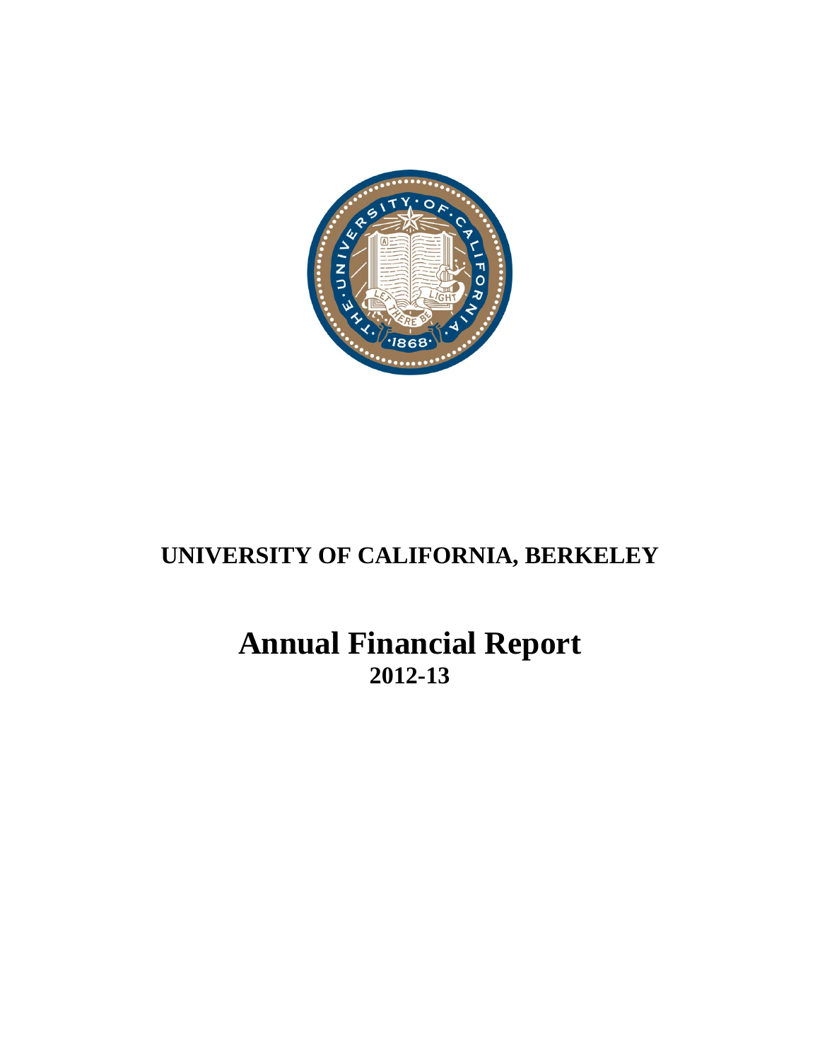# UNIVERSITY OF CALIFORNIA, BERKELEY

# Annual Financial Report
## 2012-13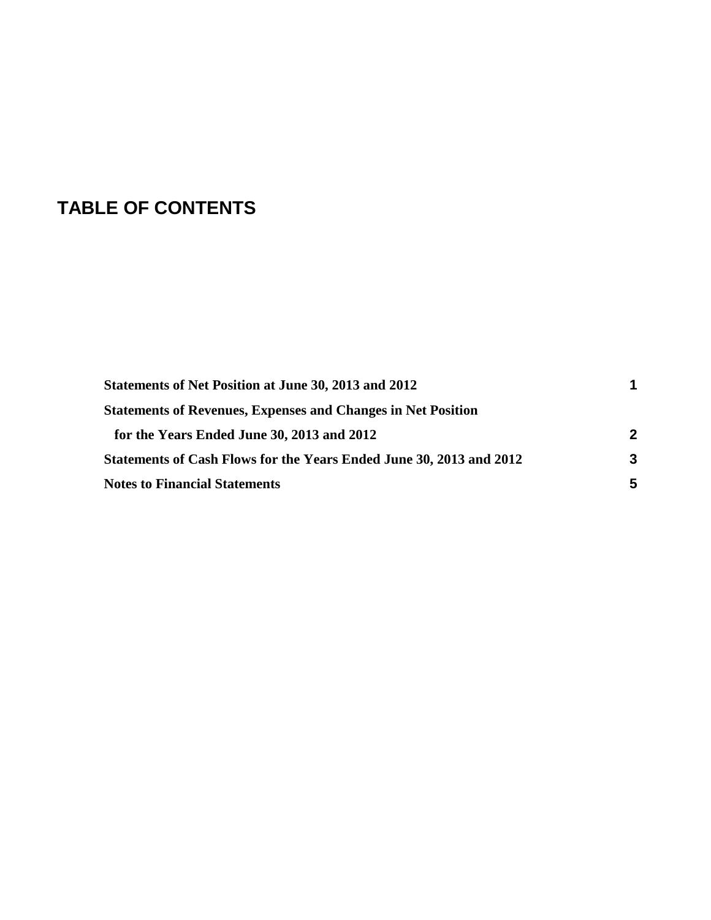# TABLE OF CONTENTS

| | |
|---|---|
| **Statements of Net Position at June 30, 2013 and 2012** | **1** |
| **Statements of Revenues, Expenses and Changes in Net Position** | |
| **for the Years Ended June 30, 2013 and 2012** | **2** |
| **Statements of Cash Flows for the Years Ended June 30, 2013 and 2012** | **3** |
| **Notes to Financial Statements** | **5** |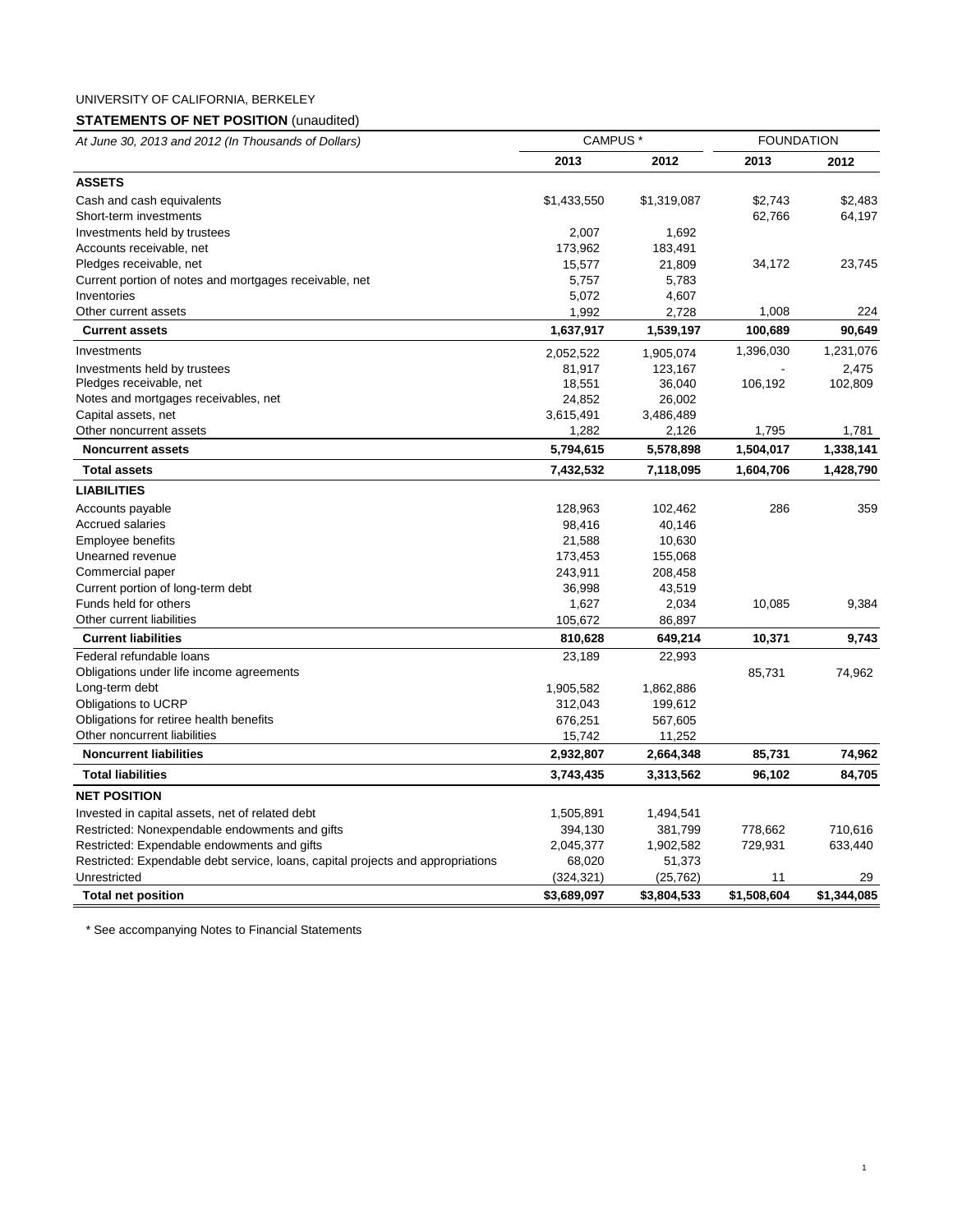UNIVERSITY OF CALIFORNIA, BERKELEY

**STATEMENTS OF NET POSITION** (unaudited)

| *At June 30, 2013 and 2012 (In Thousands of Dollars)* | CAMPUS * | | FOUNDATION | |
|---|---|---|---|---|
| | **2013** | **2012** | **2013** | **2012** |
| **ASSETS** | | | | |
| Cash and cash equivalents | $1,433,550 | $1,319,087 | $2,743 | $2,483 |
| Short-term investments | | | 62,766 | 64,197 |
| Investments held by trustees | 2,007 | 1,692 | | |
| Accounts receivable, net | 173,962 | 183,491 | | |
| Pledges receivable, net | 15,577 | 21,809 | 34,172 | 23,745 |
| Current portion of notes and mortgages receivable, net | 5,757 | 5,783 | | |
| Inventories | 5,072 | 4,607 | | |
| Other current assets | 1,992 | 2,728 | 1,008 | 224 |
| **Current assets** | **1,637,917** | **1,539,197** | **100,689** | **90,649** |
| Investments | 2,052,522 | 1,905,074 | 1,396,030 | 1,231,076 |
| Investments held by trustees | 81,917 | 123,167 | - | 2,475 |
| Pledges receivable, net | 18,551 | 36,040 | 106,192 | 102,809 |
| Notes and mortgages receivables, net | 24,852 | 26,002 | | |
| Capital assets, net | 3,615,491 | 3,486,489 | | |
| Other noncurrent assets | 1,282 | 2,126 | 1,795 | 1,781 |
| **Noncurrent assets** | **5,794,615** | **5,578,898** | **1,504,017** | **1,338,141** |
| **Total assets** | **7,432,532** | **7,118,095** | **1,604,706** | **1,428,790** |
| **LIABILITIES** | | | | |
| Accounts payable | 128,963 | 102,462 | 286 | 359 |
| Accrued salaries | 98,416 | 40,146 | | |
| Employee benefits | 21,588 | 10,630 | | |
| Unearned revenue | 173,453 | 155,068 | | |
| Commercial paper | 243,911 | 208,458 | | |
| Current portion of long-term debt | 36,998 | 43,519 | | |
| Funds held for others | 1,627 | 2,034 | 10,085 | 9,384 |
| Other current liabilities | 105,672 | 86,897 | | |
| **Current liabilities** | **810,628** | **649,214** | **10,371** | **9,743** |
| Federal refundable loans | 23,189 | 22,993 | | |
| Obligations under life income agreements | | | 85,731 | 74,962 |
| Long-term debt | 1,905,582 | 1,862,886 | | |
| Obligations to UCRP | 312,043 | 199,612 | | |
| Obligations for retiree health benefits | 676,251 | 567,605 | | |
| Other noncurrent liabilities | 15,742 | 11,252 | | |
| **Noncurrent liabilities** | **2,932,807** | **2,664,348** | **85,731** | **74,962** |
| **Total liabilities** | **3,743,435** | **3,313,562** | **96,102** | **84,705** |
| **NET POSITION** | | | | |
| Invested in capital assets, net of related debt | 1,505,891 | 1,494,541 | | |
| Restricted: Nonexpendable endowments and gifts | 394,130 | 381,799 | 778,662 | 710,616 |
| Restricted: Expendable endowments and gifts | 2,045,377 | 1,902,582 | 729,931 | 633,440 |
| Restricted: Expendable debt service, loans, capital projects and appropriations | 68,020 | 51,373 | | |
| Unrestricted | (324,321) | (25,762) | 11 | 29 |
| **Total net position** | **$3,689,097** | **$3,804,533** | **$1,508,604** | **$1,344,085** |

* See accompanying Notes to Financial Statements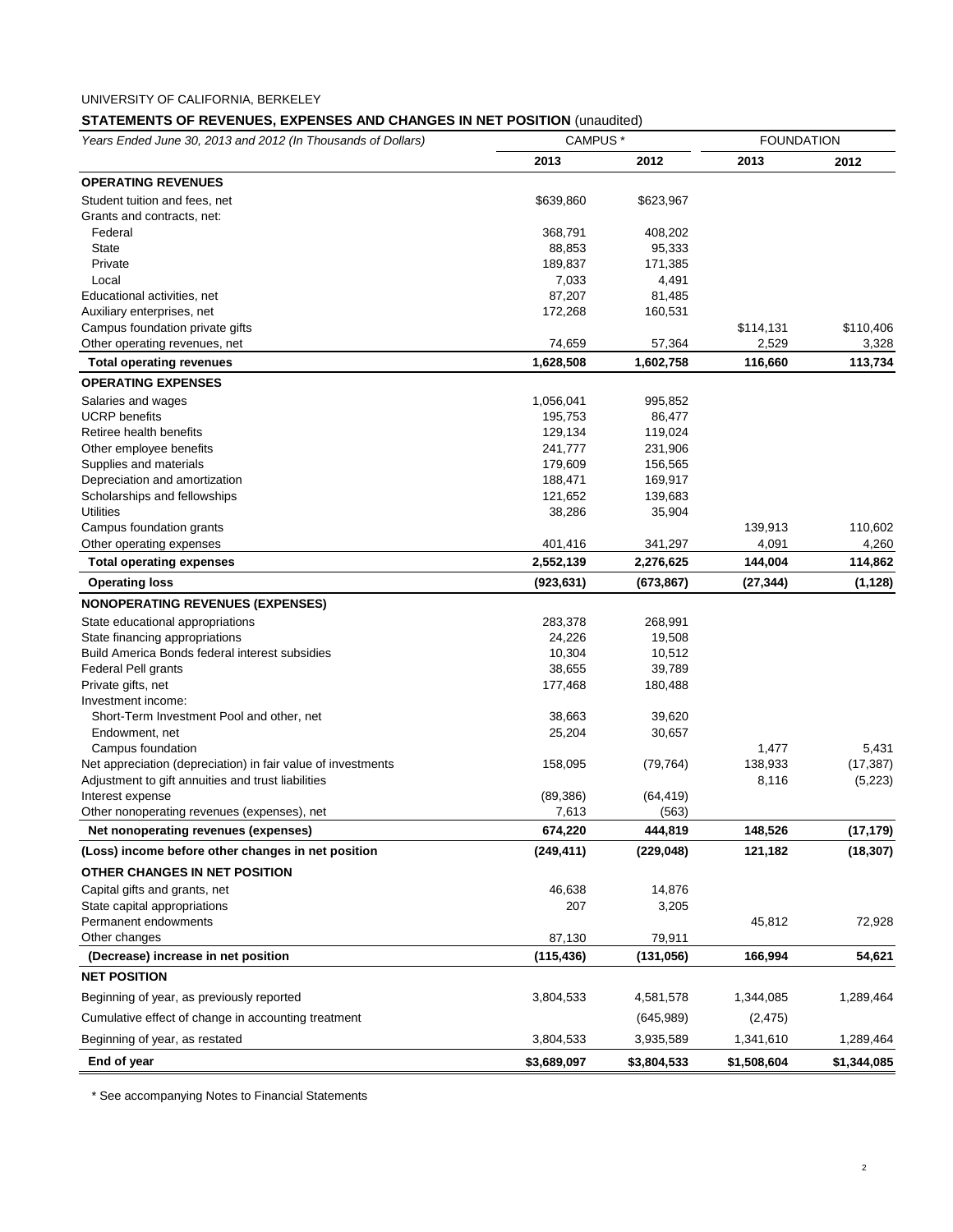UNIVERSITY OF CALIFORNIA, BERKELEY

## STATEMENTS OF REVENUES, EXPENSES AND CHANGES IN NET POSITION (unaudited)

| *Years Ended June 30, 2013 and 2012 (In Thousands of Dollars)* | CAMPUS * | | FOUNDATION | |
|---|---|---|---|---|
| | **2013** | **2012** | **2013** | **2012** |
| **OPERATING REVENUES** | | | | |
| Student tuition and fees, net | $639,860 | $623,967 | | |
| Grants and contracts, net: | | | | |
| Federal | 368,791 | 408,202 | | |
| State | 88,853 | 95,333 | | |
| Private | 189,837 | 171,385 | | |
| Local | 7,033 | 4,491 | | |
| Educational activities, net | 87,207 | 81,485 | | |
| Auxiliary enterprises, net | 172,268 | 160,531 | | |
| Campus foundation private gifts | | | $114,131 | $110,406 |
| Other operating revenues, net | 74,659 | 57,364 | 2,529 | 3,328 |
| **Total operating revenues** | **1,628,508** | **1,602,758** | **116,660** | **113,734** |
| **OPERATING EXPENSES** | | | | |
| Salaries and wages | 1,056,041 | 995,852 | | |
| UCRP benefits | 195,753 | 86,477 | | |
| Retiree health benefits | 129,134 | 119,024 | | |
| Other employee benefits | 241,777 | 231,906 | | |
| Supplies and materials | 179,609 | 156,565 | | |
| Depreciation and amortization | 188,471 | 169,917 | | |
| Scholarships and fellowships | 121,652 | 139,683 | | |
| Utilities | 38,286 | 35,904 | | |
| Campus foundation grants | | | 139,913 | 110,602 |
| Other operating expenses | 401,416 | 341,297 | 4,091 | 4,260 |
| **Total operating expenses** | **2,552,139** | **2,276,625** | **144,004** | **114,862** |
| **Operating loss** | **(923,631)** | **(673,867)** | **(27,344)** | **(1,128)** |
| **NONOPERATING REVENUES (EXPENSES)** | | | | |
| State educational appropriations | 283,378 | 268,991 | | |
| State financing appropriations | 24,226 | 19,508 | | |
| Build America Bonds federal interest subsidies | 10,304 | 10,512 | | |
| Federal Pell grants | 38,655 | 39,789 | | |
| Private gifts, net | 177,468 | 180,488 | | |
| Investment income: | | | | |
| Short-Term Investment Pool and other, net | 38,663 | 39,620 | | |
| Endowment, net | 25,204 | 30,657 | | |
| Campus foundation | | | 1,477 | 5,431 |
| Net appreciation (depreciation) in fair value of investments | 158,095 | (79,764) | 138,933 | (17,387) |
| Adjustment to gift annuities and trust liabilities | | | 8,116 | (5,223) |
| Interest expense | (89,386) | (64,419) | | |
| Other nonoperating revenues (expenses), net | 7,613 | (563) | | |
| **Net nonoperating revenues (expenses)** | **674,220** | **444,819** | **148,526** | **(17,179)** |
| **(Loss) income before other changes in net position** | **(249,411)** | **(229,048)** | **121,182** | **(18,307)** |
| **OTHER CHANGES IN NET POSITION** | | | | |
| Capital gifts and grants, net | 46,638 | 14,876 | | |
| State capital appropriations | 207 | 3,205 | | |
| Permanent endowments | | | 45,812 | 72,928 |
| Other changes | 87,130 | 79,911 | | |
| **(Decrease) increase in net position** | **(115,436)** | **(131,056)** | **166,994** | **54,621** |
| **NET POSITION** | | | | |
| Beginning of year, as previously reported | 3,804,533 | 4,581,578 | 1,344,085 | 1,289,464 |
| Cumulative effect of change in accounting treatment | | (645,989) | (2,475) | |
| Beginning of year, as restated | 3,804,533 | 3,935,589 | 1,341,610 | 1,289,464 |
| **End of year** | **$3,689,097** | **$3,804,533** | **$1,508,604** | **$1,344,085** |

\* See accompanying Notes to Financial Statements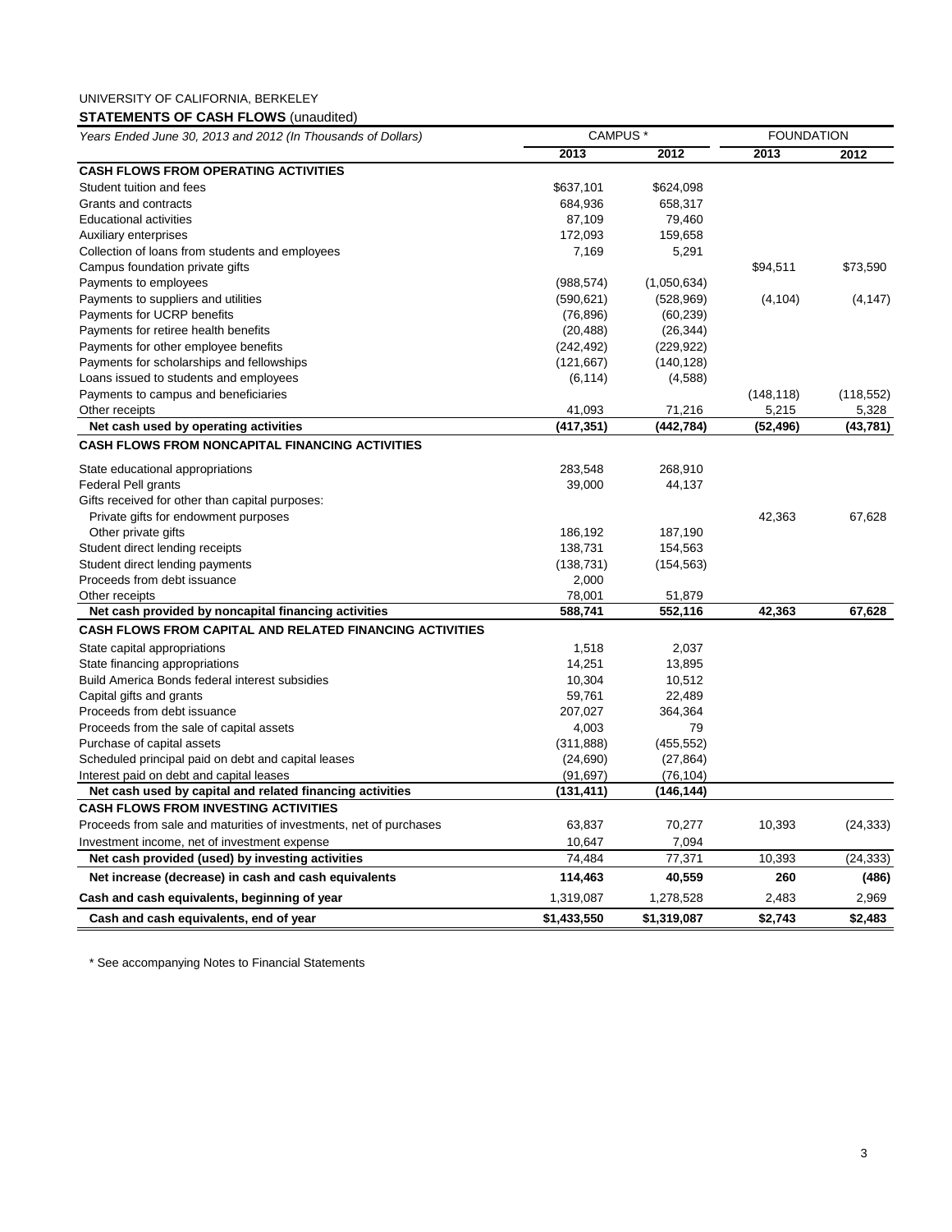UNIVERSITY OF CALIFORNIA, BERKELEY

**STATEMENTS OF CASH FLOWS** (unaudited)

| *Years Ended June 30, 2013 and 2012 (In Thousands of Dollars)* | CAMPUS * | | FOUNDATION | |
|---|---|---|---|---|
| | **2013** | **2012** | **2013** | **2012** |
| **CASH FLOWS FROM OPERATING ACTIVITIES** | | | | |
| Student tuition and fees | $637,101 | $624,098 | | |
| Grants and contracts | 684,936 | 658,317 | | |
| Educational activities | 87,109 | 79,460 | | |
| Auxiliary enterprises | 172,093 | 159,658 | | |
| Collection of loans from students and employees | 7,169 | 5,291 | | |
| Campus foundation private gifts | | | $94,511 | $73,590 |
| Payments to employees | (988,574) | (1,050,634) | | |
| Payments to suppliers and utilities | (590,621) | (528,969) | (4,104) | (4,147) |
| Payments for UCRP benefits | (76,896) | (60,239) | | |
| Payments for retiree health benefits | (20,488) | (26,344) | | |
| Payments for other employee benefits | (242,492) | (229,922) | | |
| Payments for scholarships and fellowships | (121,667) | (140,128) | | |
| Loans issued to students and employees | (6,114) | (4,588) | | |
| Payments to campus and beneficiaries | | | (148,118) | (118,552) |
| Other receipts | 41,093 | 71,216 | 5,215 | 5,328 |
| **Net cash used by operating activities** | **(417,351)** | **(442,784)** | **(52,496)** | **(43,781)** |
| **CASH FLOWS FROM NONCAPITAL FINANCING ACTIVITIES** | | | | |
| State educational appropriations | 283,548 | 268,910 | | |
| Federal Pell grants | 39,000 | 44,137 | | |
| Gifts received for other than capital purposes: | | | | |
| Private gifts for endowment purposes | | | 42,363 | 67,628 |
| Other private gifts | 186,192 | 187,190 | | |
| Student direct lending receipts | 138,731 | 154,563 | | |
| Student direct lending payments | (138,731) | (154,563) | | |
| Proceeds from debt issuance | 2,000 | | | |
| Other receipts | 78,001 | 51,879 | | |
| **Net cash provided by noncapital financing activities** | **588,741** | **552,116** | **42,363** | **67,628** |
| **CASH FLOWS FROM CAPITAL AND RELATED FINANCING ACTIVITIES** | | | | |
| State capital appropriations | 1,518 | 2,037 | | |
| State financing appropriations | 14,251 | 13,895 | | |
| Build America Bonds federal interest subsidies | 10,304 | 10,512 | | |
| Capital gifts and grants | 59,761 | 22,489 | | |
| Proceeds from debt issuance | 207,027 | 364,364 | | |
| Proceeds from the sale of capital assets | 4,003 | 79 | | |
| Purchase of capital assets | (311,888) | (455,552) | | |
| Scheduled principal paid on debt and capital leases | (24,690) | (27,864) | | |
| Interest paid on debt and capital leases | (91,697) | (76,104) | | |
| **Net cash used by capital and related financing activities** | **(131,411)** | **(146,144)** | | |
| **CASH FLOWS FROM INVESTING ACTIVITIES** | | | | |
| Proceeds from sale and maturities of investments, net of purchases | 63,837 | 70,277 | 10,393 | (24,333) |
| Investment income, net of investment expense | 10,647 | 7,094 | | |
| **Net cash provided (used) by investing activities** | 74,484 | 77,371 | 10,393 | (24,333) |
| **Net increase (decrease) in cash and cash equivalents** | **114,463** | **40,559** | **260** | **(486)** |
| **Cash and cash equivalents, beginning of year** | 1,319,087 | 1,278,528 | 2,483 | 2,969 |
| **Cash and cash equivalents, end of year** | **$1,433,550** | **$1,319,087** | **$2,743** | **$2,483** |

* See accompanying Notes to Financial Statements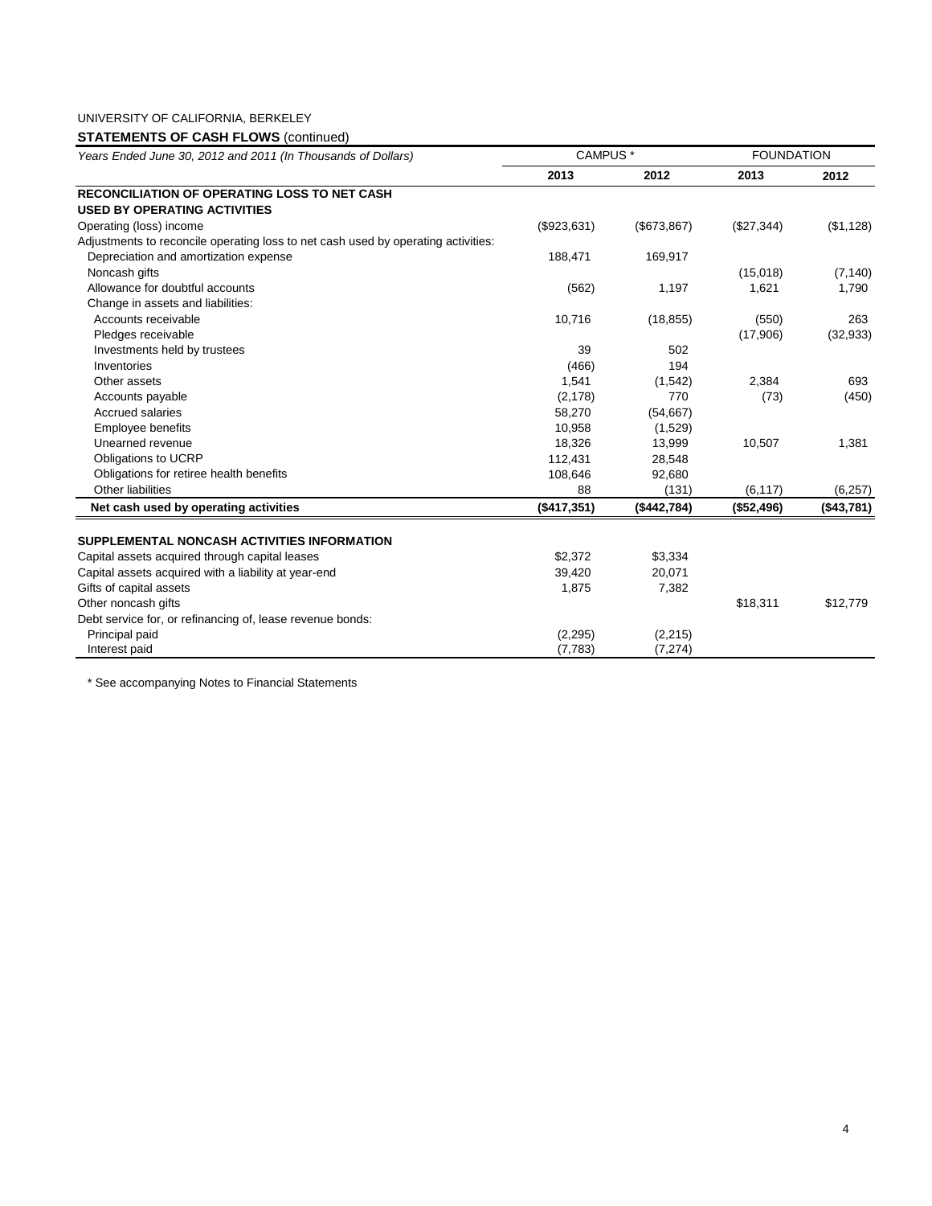UNIVERSITY OF CALIFORNIA, BERKELEY

**STATEMENTS OF CASH FLOWS** (continued)

| *Years Ended June 30, 2012 and 2011 (In Thousands of Dollars)* | CAMPUS * | | FOUNDATION | |
|---|---|---|---|---|
| | **2013** | **2012** | **2013** | **2012** |
| **RECONCILIATION OF OPERATING LOSS TO NET CASH USED BY OPERATING ACTIVITIES** | | | | |
| Operating (loss) income | ($923,631) | ($673,867) | ($27,344) | ($1,128) |
| Adjustments to reconcile operating loss to net cash used by operating activities: | | | | |
| Depreciation and amortization expense | 188,471 | 169,917 | | |
| Noncash gifts | | | (15,018) | (7,140) |
| Allowance for doubtful accounts | (562) | 1,197 | 1,621 | 1,790 |
| Change in assets and liabilities: | | | | |
| Accounts receivable | 10,716 | (18,855) | (550) | 263 |
| Pledges receivable | | | (17,906) | (32,933) |
| Investments held by trustees | 39 | 502 | | |
| Inventories | (466) | 194 | | |
| Other assets | 1,541 | (1,542) | 2,384 | 693 |
| Accounts payable | (2,178) | 770 | (73) | (450) |
| Accrued salaries | 58,270 | (54,667) | | |
| Employee benefits | 10,958 | (1,529) | | |
| Unearned revenue | 18,326 | 13,999 | 10,507 | 1,381 |
| Obligations to UCRP | 112,431 | 28,548 | | |
| Obligations for retiree health benefits | 108,646 | 92,680 | | |
| Other liabilities | 88 | (131) | (6,117) | (6,257) |
| **Net cash used by operating activities** | **($417,351)** | **($442,784)** | **($52,496)** | **($43,781)** |
| | | | | |
| **SUPPLEMENTAL NONCASH ACTIVITIES INFORMATION** | | | | |
| Capital assets acquired through capital leases | $2,372 | $3,334 | | |
| Capital assets acquired with a liability at year-end | 39,420 | 20,071 | | |
| Gifts of capital assets | 1,875 | 7,382 | | |
| Other noncash gifts | | | $18,311 | $12,779 |
| Debt service for, or refinancing of, lease revenue bonds: | | | | |
| Principal paid | (2,295) | (2,215) | | |
| Interest paid | (7,783) | (7,274) | | |

\* See accompanying Notes to Financial Statements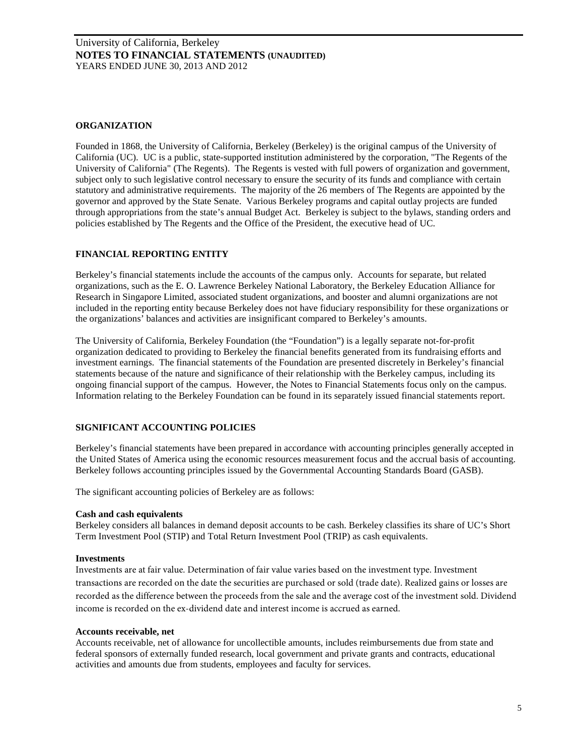## ORGANIZATION

Founded in 1868, the University of California, Berkeley (Berkeley) is the original campus of the University of California (UC). UC is a public, state-supported institution administered by the corporation, "The Regents of the University of California" (The Regents). The Regents is vested with full powers of organization and government, subject only to such legislative control necessary to ensure the security of its funds and compliance with certain statutory and administrative requirements. The majority of the 26 members of The Regents are appointed by the governor and approved by the State Senate. Various Berkeley programs and capital outlay projects are funded through appropriations from the state's annual Budget Act. Berkeley is subject to the bylaws, standing orders and policies established by The Regents and the Office of the President, the executive head of UC.

## FINANCIAL REPORTING ENTITY

Berkeley's financial statements include the accounts of the campus only. Accounts for separate, but related organizations, such as the E. O. Lawrence Berkeley National Laboratory, the Berkeley Education Alliance for Research in Singapore Limited, associated student organizations, and booster and alumni organizations are not included in the reporting entity because Berkeley does not have fiduciary responsibility for these organizations or the organizations' balances and activities are insignificant compared to Berkeley's amounts.

The University of California, Berkeley Foundation (the "Foundation") is a legally separate not-for-profit organization dedicated to providing to Berkeley the financial benefits generated from its fundraising efforts and investment earnings. The financial statements of the Foundation are presented discretely in Berkeley's financial statements because of the nature and significance of their relationship with the Berkeley campus, including its ongoing financial support of the campus. However, the Notes to Financial Statements focus only on the campus. Information relating to the Berkeley Foundation can be found in its separately issued financial statements report.

## SIGNIFICANT ACCOUNTING POLICIES

Berkeley's financial statements have been prepared in accordance with accounting principles generally accepted in the United States of America using the economic resources measurement focus and the accrual basis of accounting. Berkeley follows accounting principles issued by the Governmental Accounting Standards Board (GASB).

The significant accounting policies of Berkeley are as follows:

**Cash and cash equivalents**
Berkeley considers all balances in demand deposit accounts to be cash. Berkeley classifies its share of UC's Short Term Investment Pool (STIP) and Total Return Investment Pool (TRIP) as cash equivalents.

**Investments**
Investments are at fair value. Determination of fair value varies based on the investment type. Investment transactions are recorded on the date the securities are purchased or sold (trade date). Realized gains or losses are recorded as the difference between the proceeds from the sale and the average cost of the investment sold. Dividend income is recorded on the ex-dividend date and interest income is accrued as earned.

**Accounts receivable, net**
Accounts receivable, net of allowance for uncollectible amounts, includes reimbursements due from state and federal sponsors of externally funded research, local government and private grants and contracts, educational activities and amounts due from students, employees and faculty for services.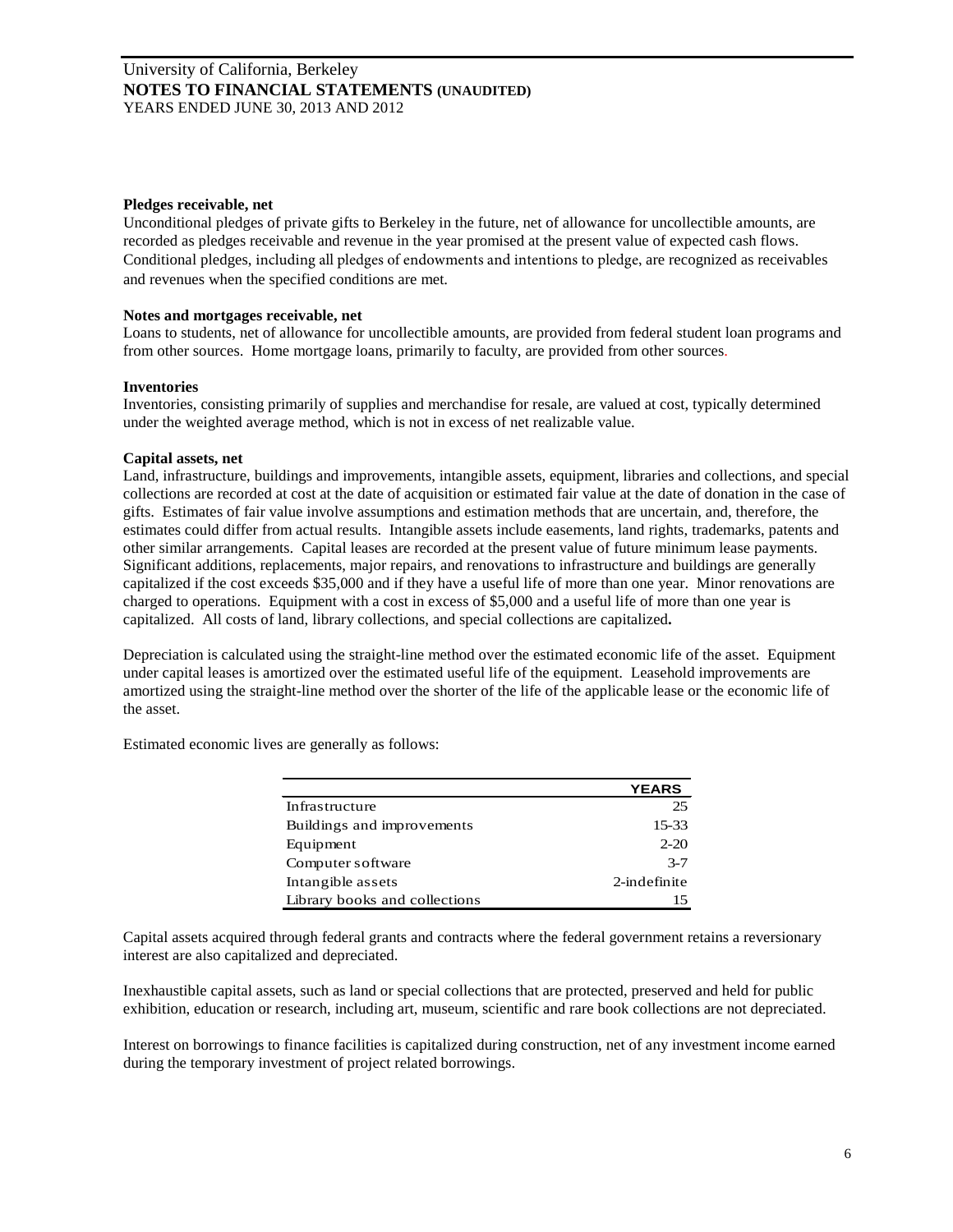#### Pledges receivable, net

Unconditional pledges of private gifts to Berkeley in the future, net of allowance for uncollectible amounts, are recorded as pledges receivable and revenue in the year promised at the present value of expected cash flows. Conditional pledges, including all pledges of endowments and intentions to pledge, are recognized as receivables and revenues when the specified conditions are met.

#### Notes and mortgages receivable, net

Loans to students, net of allowance for uncollectible amounts, are provided from federal student loan programs and from other sources. Home mortgage loans, primarily to faculty, are provided from other sources.

#### Inventories

Inventories, consisting primarily of supplies and merchandise for resale, are valued at cost, typically determined under the weighted average method, which is not in excess of net realizable value.

#### Capital assets, net

Land, infrastructure, buildings and improvements, intangible assets, equipment, libraries and collections, and special collections are recorded at cost at the date of acquisition or estimated fair value at the date of donation in the case of gifts. Estimates of fair value involve assumptions and estimation methods that are uncertain, and, therefore, the estimates could differ from actual results. Intangible assets include easements, land rights, trademarks, patents and other similar arrangements. Capital leases are recorded at the present value of future minimum lease payments. Significant additions, replacements, major repairs, and renovations to infrastructure and buildings are generally capitalized if the cost exceeds $35,000 and if they have a useful life of more than one year. Minor renovations are charged to operations. Equipment with a cost in excess of $5,000 and a useful life of more than one year is capitalized. All costs of land, library collections, and special collections are capitalized**.**

Depreciation is calculated using the straight-line method over the estimated economic life of the asset. Equipment under capital leases is amortized over the estimated useful life of the equipment. Leasehold improvements are amortized using the straight-line method over the shorter of the life of the applicable lease or the economic life of the asset.

Estimated economic lives are generally as follows:

| | YEARS |
|---|---|
| Infrastructure | 25 |
| Buildings and improvements | 15-33 |
| Equipment | 2-20 |
| Computer software | 3-7 |
| Intangible assets | 2-indefinite |
| Library books and collections | 15 |

Capital assets acquired through federal grants and contracts where the federal government retains a reversionary interest are also capitalized and depreciated.

Inexhaustible capital assets, such as land or special collections that are protected, preserved and held for public exhibition, education or research, including art, museum, scientific and rare book collections are not depreciated.

Interest on borrowings to finance facilities is capitalized during construction, net of any investment income earned during the temporary investment of project related borrowings.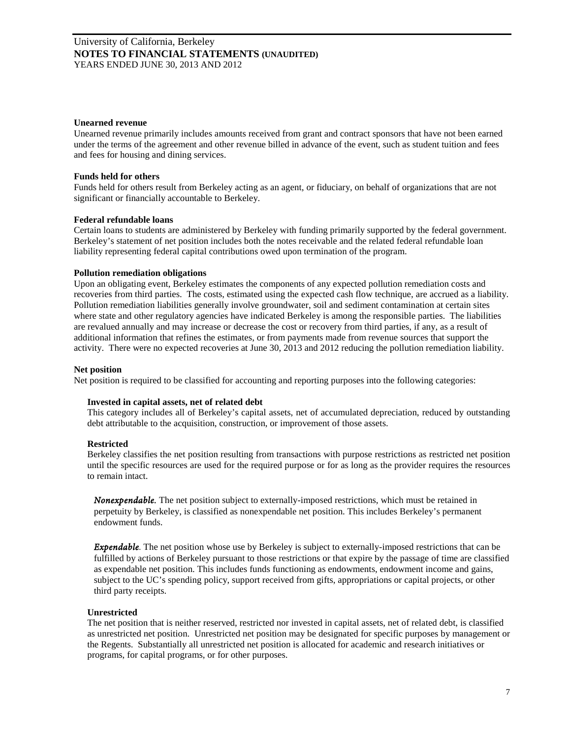**Unearned revenue**

Unearned revenue primarily includes amounts received from grant and contract sponsors that have not been earned under the terms of the agreement and other revenue billed in advance of the event, such as student tuition and fees and fees for housing and dining services.

**Funds held for others**

Funds held for others result from Berkeley acting as an agent, or fiduciary, on behalf of organizations that are not significant or financially accountable to Berkeley.

**Federal refundable loans**

Certain loans to students are administered by Berkeley with funding primarily supported by the federal government. Berkeley's statement of net position includes both the notes receivable and the related federal refundable loan liability representing federal capital contributions owed upon termination of the program.

**Pollution remediation obligations**

Upon an obligating event, Berkeley estimates the components of any expected pollution remediation costs and recoveries from third parties. The costs, estimated using the expected cash flow technique, are accrued as a liability. Pollution remediation liabilities generally involve groundwater, soil and sediment contamination at certain sites where state and other regulatory agencies have indicated Berkeley is among the responsible parties. The liabilities are revalued annually and may increase or decrease the cost or recovery from third parties, if any, as a result of additional information that refines the estimates, or from payments made from revenue sources that support the activity. There were no expected recoveries at June 30, 2013 and 2012 reducing the pollution remediation liability.

**Net position**

Net position is required to be classified for accounting and reporting purposes into the following categories:

**Invested in capital assets, net of related debt**

This category includes all of Berkeley's capital assets, net of accumulated depreciation, reduced by outstanding debt attributable to the acquisition, construction, or improvement of those assets.

**Restricted**

Berkeley classifies the net position resulting from transactions with purpose restrictions as restricted net position until the specific resources are used for the required purpose or for as long as the provider requires the resources to remain intact.

***Nonexpendable.*** The net position subject to externally-imposed restrictions, which must be retained in perpetuity by Berkeley, is classified as nonexpendable net position. This includes Berkeley's permanent endowment funds.

***Expendable.*** The net position whose use by Berkeley is subject to externally-imposed restrictions that can be fulfilled by actions of Berkeley pursuant to those restrictions or that expire by the passage of time are classified as expendable net position. This includes funds functioning as endowments, endowment income and gains, subject to the UC's spending policy, support received from gifts, appropriations or capital projects, or other third party receipts.

**Unrestricted**

The net position that is neither reserved, restricted nor invested in capital assets, net of related debt, is classified as unrestricted net position. Unrestricted net position may be designated for specific purposes by management or the Regents. Substantially all unrestricted net position is allocated for academic and research initiatives or programs, for capital programs, or for other purposes.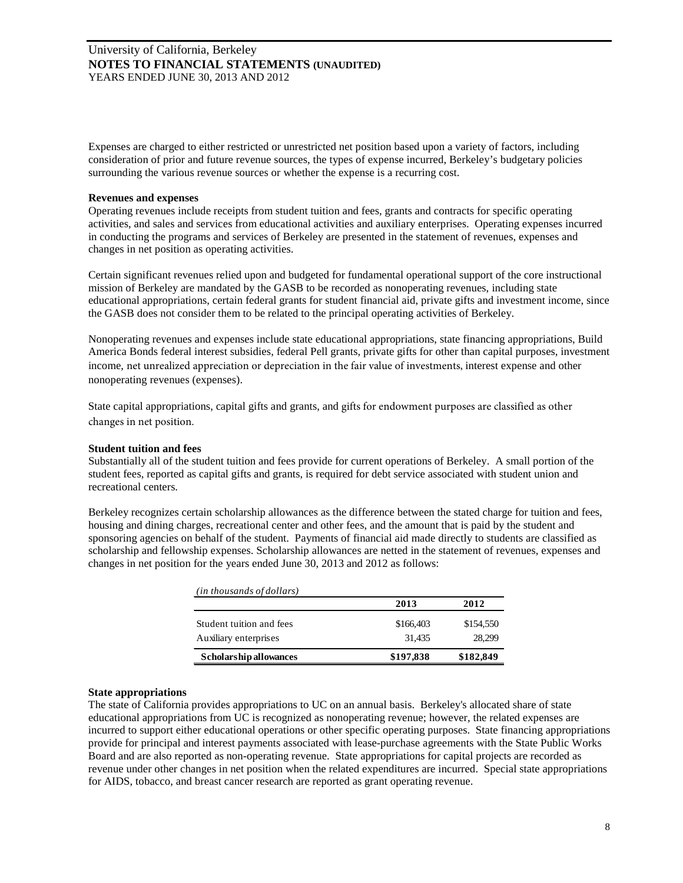Expenses are charged to either restricted or unrestricted net position based upon a variety of factors, including consideration of prior and future revenue sources, the types of expense incurred, Berkeley's budgetary policies surrounding the various revenue sources or whether the expense is a recurring cost.

**Revenues and expenses**

Operating revenues include receipts from student tuition and fees, grants and contracts for specific operating activities, and sales and services from educational activities and auxiliary enterprises. Operating expenses incurred in conducting the programs and services of Berkeley are presented in the statement of revenues, expenses and changes in net position as operating activities.

Certain significant revenues relied upon and budgeted for fundamental operational support of the core instructional mission of Berkeley are mandated by the GASB to be recorded as nonoperating revenues, including state educational appropriations, certain federal grants for student financial aid, private gifts and investment income, since the GASB does not consider them to be related to the principal operating activities of Berkeley.

Nonoperating revenues and expenses include state educational appropriations, state financing appropriations, Build America Bonds federal interest subsidies, federal Pell grants, private gifts for other than capital purposes, investment income, net unrealized appreciation or depreciation in the fair value of investments, interest expense and other nonoperating revenues (expenses).

State capital appropriations, capital gifts and grants, and gifts for endowment purposes are classified as other changes in net position.

**Student tuition and fees**

Substantially all of the student tuition and fees provide for current operations of Berkeley. A small portion of the student fees, reported as capital gifts and grants, is required for debt service associated with student union and recreational centers.

Berkeley recognizes certain scholarship allowances as the difference between the stated charge for tuition and fees, housing and dining charges, recreational center and other fees, and the amount that is paid by the student and sponsoring agencies on behalf of the student. Payments of financial aid made directly to students are classified as scholarship and fellowship expenses. Scholarship allowances are netted in the statement of revenues, expenses and changes in net position for the years ended June 30, 2013 and 2012 as follows:

| *(in thousands of dollars)* | 2013 | 2012 |
|---|---|---|
| Student tuition and fees | $166,403 | $154,550 |
| Auxiliary enterprises | 31,435 | 28,299 |
| **Scholarship allowances** | **$197,838** | **$182,849** |

**State appropriations**

The state of California provides appropriations to UC on an annual basis. Berkeley's allocated share of state educational appropriations from UC is recognized as nonoperating revenue; however, the related expenses are incurred to support either educational operations or other specific operating purposes. State financing appropriations provide for principal and interest payments associated with lease-purchase agreements with the State Public Works Board and are also reported as non-operating revenue. State appropriations for capital projects are recorded as revenue under other changes in net position when the related expenditures are incurred. Special state appropriations for AIDS, tobacco, and breast cancer research are reported as grant operating revenue.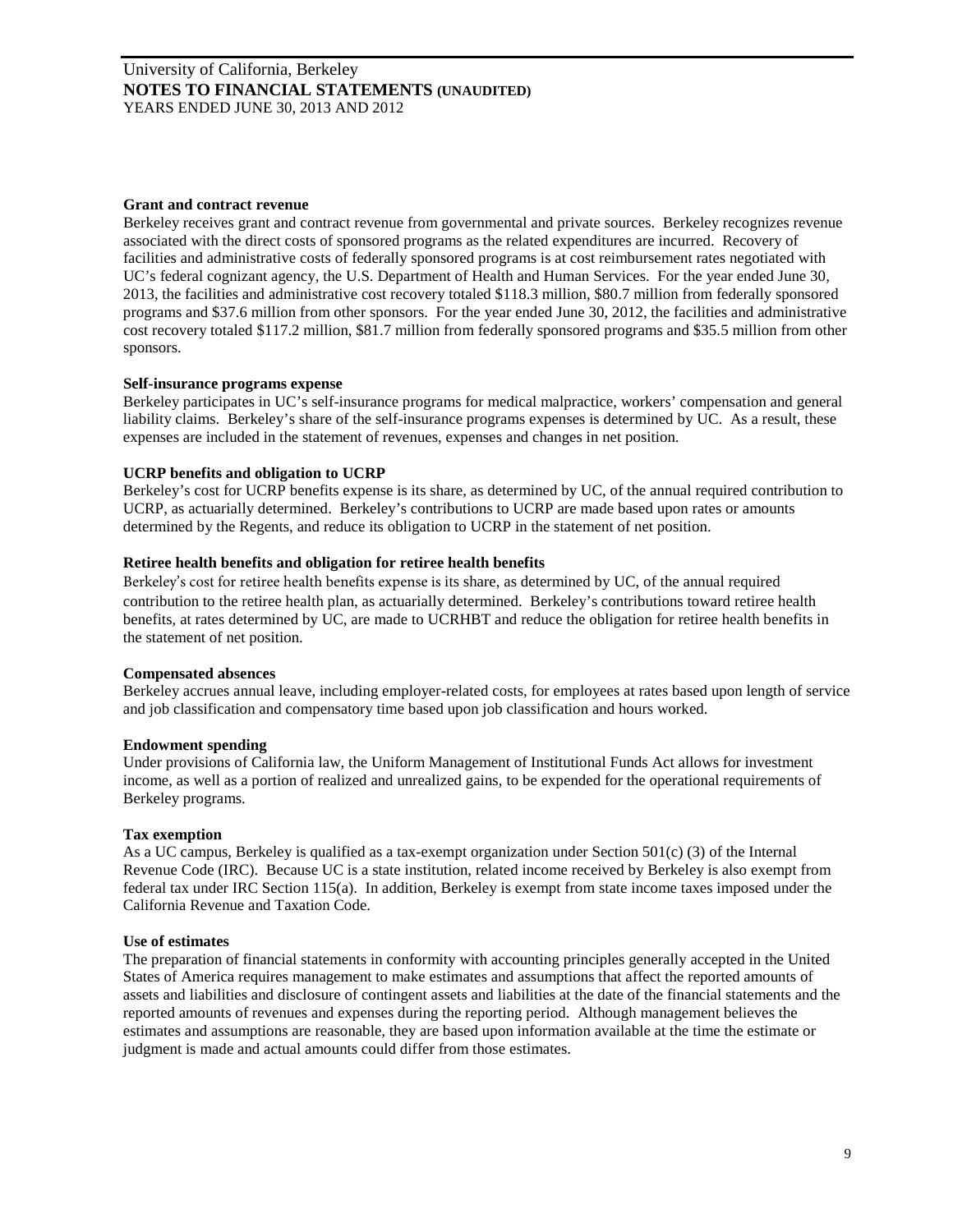**Grant and contract revenue**

Berkeley receives grant and contract revenue from governmental and private sources. Berkeley recognizes revenue associated with the direct costs of sponsored programs as the related expenditures are incurred. Recovery of facilities and administrative costs of federally sponsored programs is at cost reimbursement rates negotiated with UC's federal cognizant agency, the U.S. Department of Health and Human Services. For the year ended June 30, 2013, the facilities and administrative cost recovery totaled $118.3 million, $80.7 million from federally sponsored programs and $37.6 million from other sponsors. For the year ended June 30, 2012, the facilities and administrative cost recovery totaled $117.2 million, $81.7 million from federally sponsored programs and $35.5 million from other sponsors.

**Self-insurance programs expense**

Berkeley participates in UC's self-insurance programs for medical malpractice, workers' compensation and general liability claims. Berkeley's share of the self-insurance programs expenses is determined by UC. As a result, these expenses are included in the statement of revenues, expenses and changes in net position.

**UCRP benefits and obligation to UCRP**

Berkeley's cost for UCRP benefits expense is its share, as determined by UC, of the annual required contribution to UCRP, as actuarially determined. Berkeley's contributions to UCRP are made based upon rates or amounts determined by the Regents, and reduce its obligation to UCRP in the statement of net position.

**Retiree health benefits and obligation for retiree health benefits**

Berkeley's cost for retiree health benefits expense is its share, as determined by UC, of the annual required contribution to the retiree health plan, as actuarially determined. Berkeley's contributions toward retiree health benefits, at rates determined by UC, are made to UCRHBT and reduce the obligation for retiree health benefits in the statement of net position.

**Compensated absences**

Berkeley accrues annual leave, including employer-related costs, for employees at rates based upon length of service and job classification and compensatory time based upon job classification and hours worked.

**Endowment spending**

Under provisions of California law, the Uniform Management of Institutional Funds Act allows for investment income, as well as a portion of realized and unrealized gains, to be expended for the operational requirements of Berkeley programs.

**Tax exemption**

As a UC campus, Berkeley is qualified as a tax-exempt organization under Section 501(c) (3) of the Internal Revenue Code (IRC). Because UC is a state institution, related income received by Berkeley is also exempt from federal tax under IRC Section 115(a). In addition, Berkeley is exempt from state income taxes imposed under the California Revenue and Taxation Code.

**Use of estimates**

The preparation of financial statements in conformity with accounting principles generally accepted in the United States of America requires management to make estimates and assumptions that affect the reported amounts of assets and liabilities and disclosure of contingent assets and liabilities at the date of the financial statements and the reported amounts of revenues and expenses during the reporting period. Although management believes the estimates and assumptions are reasonable, they are based upon information available at the time the estimate or judgment is made and actual amounts could differ from those estimates.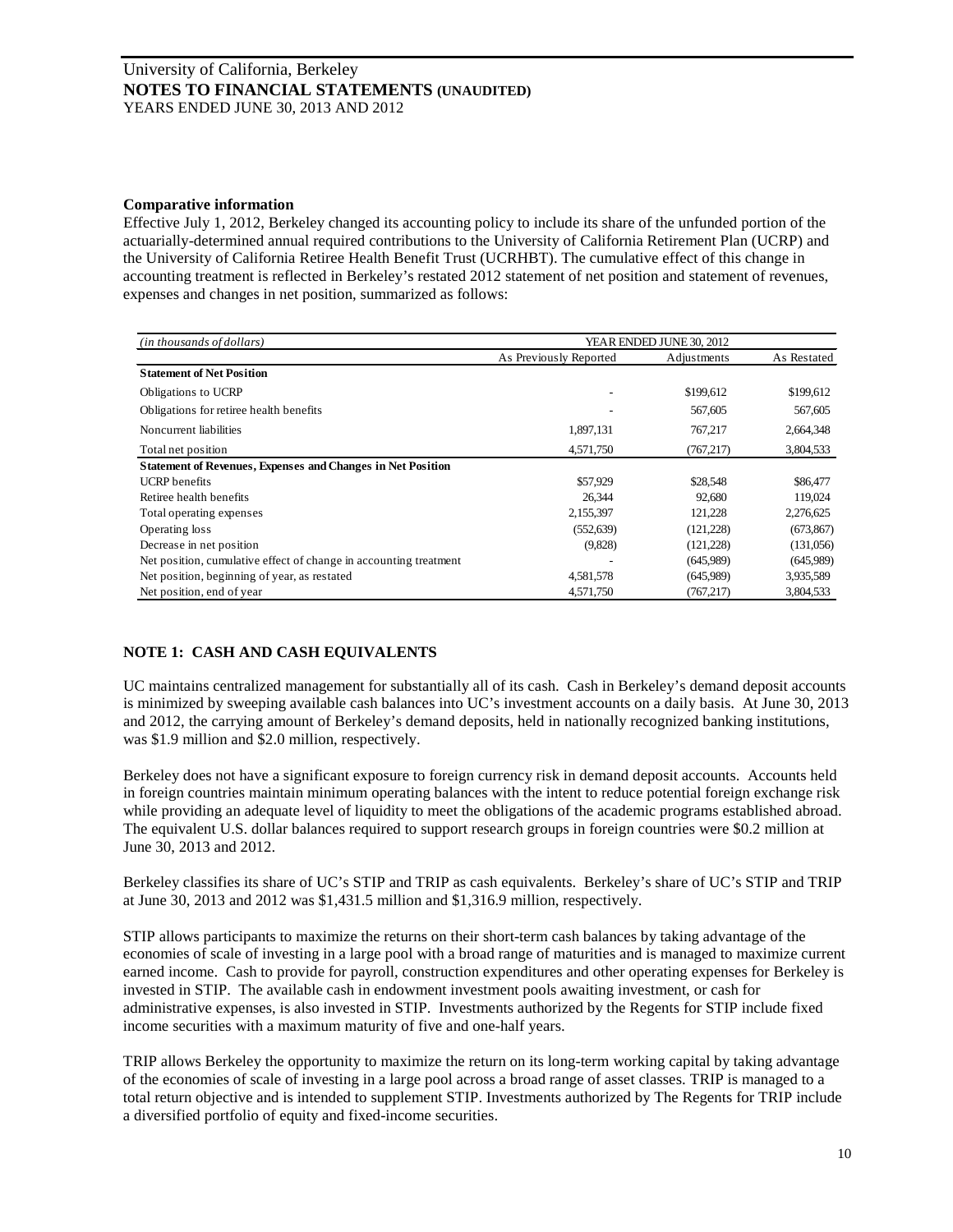## Comparative information

Effective July 1, 2012, Berkeley changed its accounting policy to include its share of the unfunded portion of the actuarially-determined annual required contributions to the University of California Retirement Plan (UCRP) and the University of California Retiree Health Benefit Trust (UCRHBT). The cumulative effect of this change in accounting treatment is reflected in Berkeley's restated 2012 statement of net position and statement of revenues, expenses and changes in net position, summarized as follows:

| *(in thousands of dollars)* | YEAR ENDED JUNE 30, 2012 | | |
|---|---|---|---|
| | As Previously Reported | Adjustments | As Restated |
| **Statement of Net Position** | | | |
| Obligations to UCRP | - | $199,612 | $199,612 |
| Obligations for retiree health benefits | - | 567,605 | 567,605 |
| Noncurrent liabilities | 1,897,131 | 767,217 | 2,664,348 |
| Total net position | 4,571,750 | (767,217) | 3,804,533 |
| **Statement of Revenues, Expenses and Changes in Net Position** | | | |
| UCRP benefits | $57,929 | $28,548 | $86,477 |
| Retiree health benefits | 26,344 | 92,680 | 119,024 |
| Total operating expenses | 2,155,397 | 121,228 | 2,276,625 |
| Operating loss | (552,639) | (121,228) | (673,867) |
| Decrease in net position | (9,828) | (121,228) | (131,056) |
| Net position, cumulative effect of change in accounting treatment | - | (645,989) | (645,989) |
| Net position, beginning of year, as restated | 4,581,578 | (645,989) | 3,935,589 |
| Net position, end of year | 4,571,750 | (767,217) | 3,804,533 |

## NOTE 1: CASH AND CASH EQUIVALENTS

UC maintains centralized management for substantially all of its cash. Cash in Berkeley's demand deposit accounts is minimized by sweeping available cash balances into UC's investment accounts on a daily basis. At June 30, 2013 and 2012, the carrying amount of Berkeley's demand deposits, held in nationally recognized banking institutions, was $1.9 million and $2.0 million, respectively.

Berkeley does not have a significant exposure to foreign currency risk in demand deposit accounts. Accounts held in foreign countries maintain minimum operating balances with the intent to reduce potential foreign exchange risk while providing an adequate level of liquidity to meet the obligations of the academic programs established abroad. The equivalent U.S. dollar balances required to support research groups in foreign countries were $0.2 million at June 30, 2013 and 2012.

Berkeley classifies its share of UC's STIP and TRIP as cash equivalents. Berkeley's share of UC's STIP and TRIP at June 30, 2013 and 2012 was $1,431.5 million and $1,316.9 million, respectively.

STIP allows participants to maximize the returns on their short-term cash balances by taking advantage of the economies of scale of investing in a large pool with a broad range of maturities and is managed to maximize current earned income. Cash to provide for payroll, construction expenditures and other operating expenses for Berkeley is invested in STIP. The available cash in endowment investment pools awaiting investment, or cash for administrative expenses, is also invested in STIP. Investments authorized by the Regents for STIP include fixed income securities with a maximum maturity of five and one-half years.

TRIP allows Berkeley the opportunity to maximize the return on its long-term working capital by taking advantage of the economies of scale of investing in a large pool across a broad range of asset classes. TRIP is managed to a total return objective and is intended to supplement STIP. Investments authorized by The Regents for TRIP include a diversified portfolio of equity and fixed-income securities.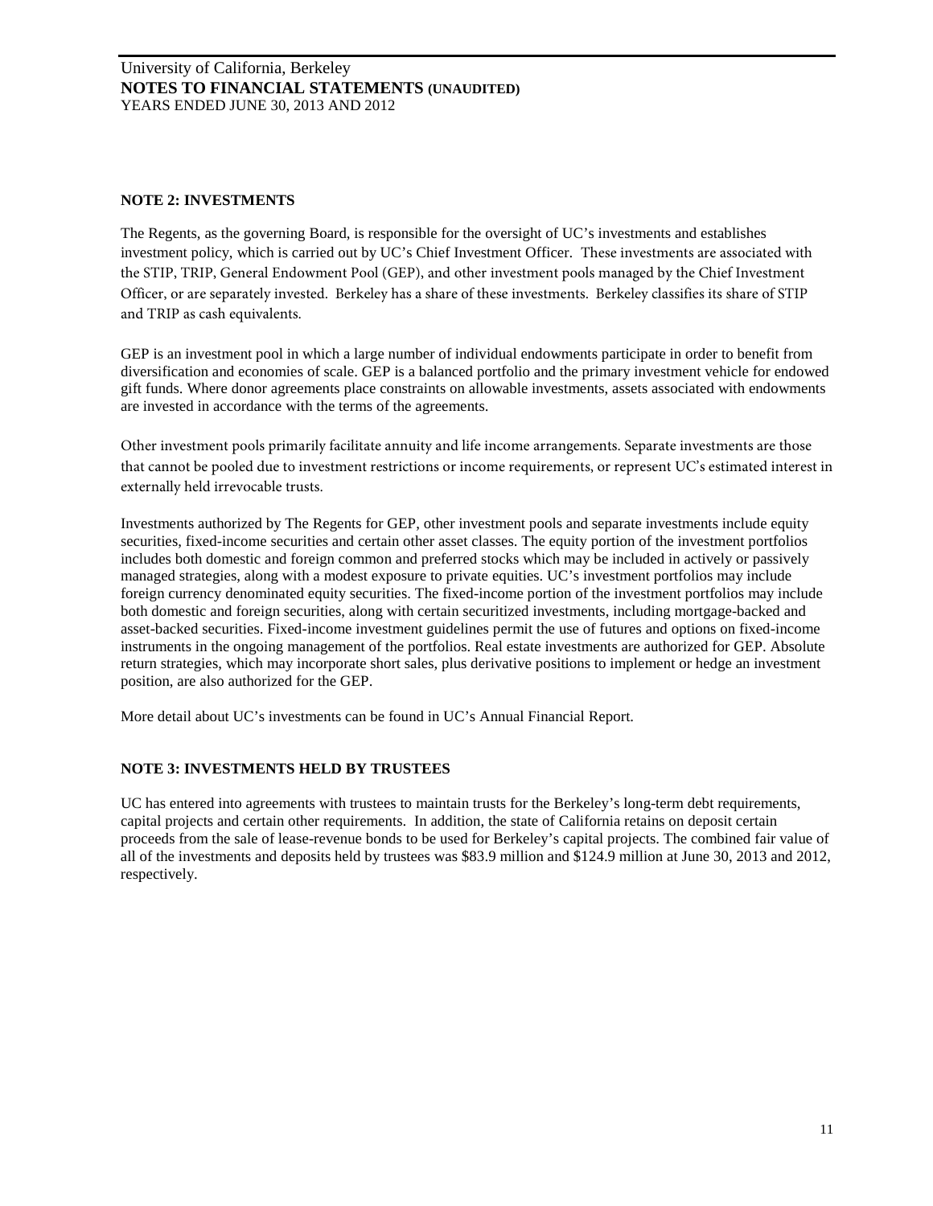## NOTE 2: INVESTMENTS

The Regents, as the governing Board, is responsible for the oversight of UC's investments and establishes investment policy, which is carried out by UC's Chief Investment Officer. These investments are associated with the STIP, TRIP, General Endowment Pool (GEP), and other investment pools managed by the Chief Investment Officer, or are separately invested. Berkeley has a share of these investments. Berkeley classifies its share of STIP and TRIP as cash equivalents.

GEP is an investment pool in which a large number of individual endowments participate in order to benefit from diversification and economies of scale. GEP is a balanced portfolio and the primary investment vehicle for endowed gift funds. Where donor agreements place constraints on allowable investments, assets associated with endowments are invested in accordance with the terms of the agreements.

Other investment pools primarily facilitate annuity and life income arrangements. Separate investments are those that cannot be pooled due to investment restrictions or income requirements, or represent UC's estimated interest in externally held irrevocable trusts.

Investments authorized by The Regents for GEP, other investment pools and separate investments include equity securities, fixed-income securities and certain other asset classes. The equity portion of the investment portfolios includes both domestic and foreign common and preferred stocks which may be included in actively or passively managed strategies, along with a modest exposure to private equities. UC's investment portfolios may include foreign currency denominated equity securities. The fixed-income portion of the investment portfolios may include both domestic and foreign securities, along with certain securitized investments, including mortgage-backed and asset-backed securities. Fixed-income investment guidelines permit the use of futures and options on fixed-income instruments in the ongoing management of the portfolios. Real estate investments are authorized for GEP. Absolute return strategies, which may incorporate short sales, plus derivative positions to implement or hedge an investment position, are also authorized for the GEP.

More detail about UC's investments can be found in UC's Annual Financial Report.

## NOTE 3: INVESTMENTS HELD BY TRUSTEES

UC has entered into agreements with trustees to maintain trusts for the Berkeley's long-term debt requirements, capital projects and certain other requirements. In addition, the state of California retains on deposit certain proceeds from the sale of lease-revenue bonds to be used for Berkeley's capital projects. The combined fair value of all of the investments and deposits held by trustees was $83.9 million and $124.9 million at June 30, 2013 and 2012, respectively.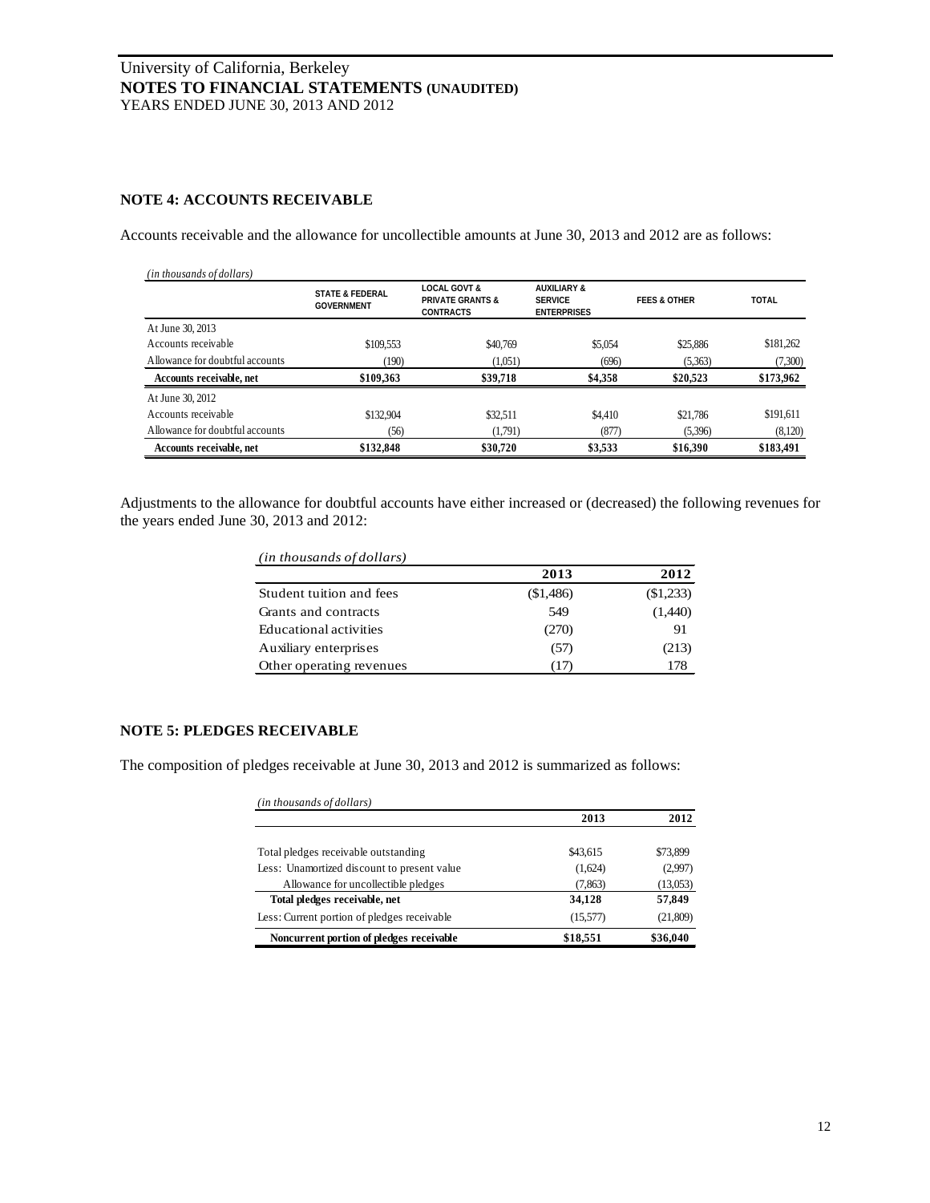University of California, Berkeley
**NOTES TO FINANCIAL STATEMENTS (UNAUDITED)**
YEARS ENDED JUNE 30, 2013 AND 2012

## NOTE 4: ACCOUNTS RECEIVABLE

Accounts receivable and the allowance for uncollectible amounts at June 30, 2013 and 2012 are as follows:

*(in thousands of dollars)*

| | STATE & FEDERAL GOVERNMENT | LOCAL GOVT & PRIVATE GRANTS & CONTRACTS | AUXILIARY & SERVICE ENTERPRISES | FEES & OTHER | TOTAL |
|---|---|---|---|---|---|
| At June 30, 2013 | | | | | |
| Accounts receivable | $109,553 | $40,769 | $5,054 | $25,886 | $181,262 |
| Allowance for doubtful accounts | (190) | (1,051) | (696) | (5,363) | (7,300) |
| **Accounts receivable, net** | **$109,363** | **$39,718** | **$4,358** | **$20,523** | **$173,962** |
| At June 30, 2012 | | | | | |
| Accounts receivable | $132,904 | $32,511 | $4,410 | $21,786 | $191,611 |
| Allowance for doubtful accounts | (56) | (1,791) | (877) | (5,396) | (8,120) |
| **Accounts receivable, net** | **$132,848** | **$30,720** | **$3,533** | **$16,390** | **$183,491** |

Adjustments to the allowance for doubtful accounts have either increased or (decreased) the following revenues for the years ended June 30, 2013 and 2012:

*(in thousands of dollars)*

| | 2013 | 2012 |
|---|---|---|
| Student tuition and fees | ($1,486) | ($1,233) |
| Grants and contracts | 549 | (1,440) |
| Educational activities | (270) | 91 |
| Auxiliary enterprises | (57) | (213) |
| Other operating revenues | (17) | 178 |

## NOTE 5: PLEDGES RECEIVABLE

The composition of pledges receivable at June 30, 2013 and 2012 is summarized as follows:

*(in thousands of dollars)*

| | 2013 | 2012 |
|---|---|---|
| Total pledges receivable outstanding | $43,615 | $73,899 |
| Less: Unamortized discount to present value | (1,624) | (2,997) |
| Allowance for uncollectible pledges | (7,863) | (13,053) |
| **Total pledges receivable, net** | **34,128** | **57,849** |
| Less: Current portion of pledges receivable | (15,577) | (21,809) |
| **Noncurrent portion of pledges receivable** | **$18,551** | **$36,040** |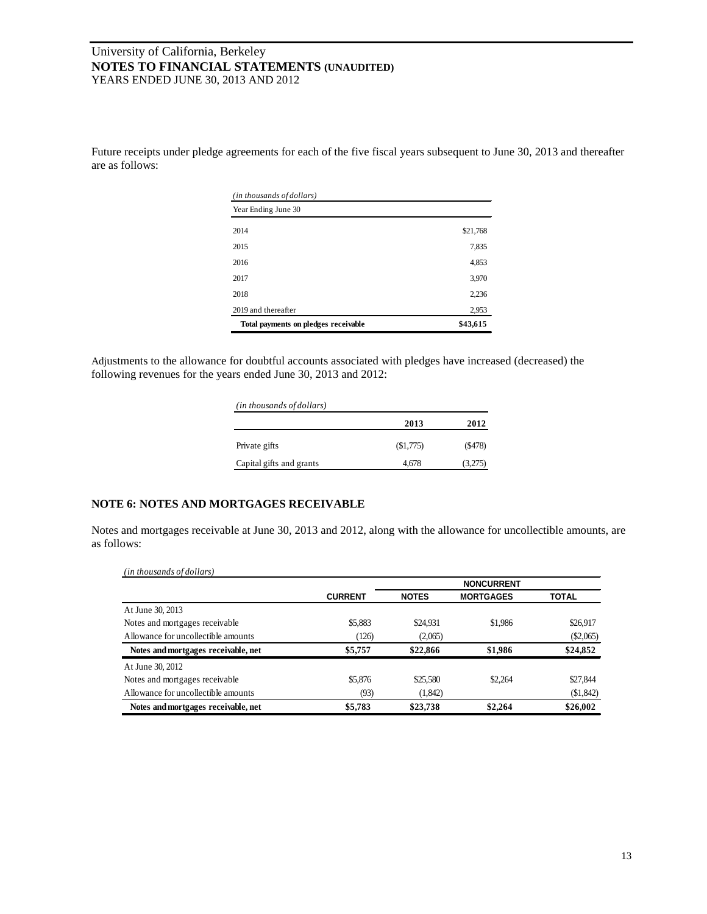Future receipts under pledge agreements for each of the five fiscal years subsequent to June 30, 2013 and thereafter are as follows:

| *(in thousands of dollars)* | |
|---|---|
| Year Ending June 30 | |
| 2014 | $21,768 |
| 2015 | 7,835 |
| 2016 | 4,853 |
| 2017 | 3,970 |
| 2018 | 2,236 |
| 2019 and thereafter | 2,953 |
| **Total payments on pledges receivable** | **$43,615** |

Adjustments to the allowance for doubtful accounts associated with pledges have increased (decreased) the following revenues for the years ended June 30, 2013 and 2012:

| *(in thousands of dollars)* | **2013** | **2012** |
|---|---|---|
| Private gifts | ($1,775) | ($478) |
| Capital gifts and grants | 4,678 | (3,275) |

## NOTE 6: NOTES AND MORTGAGES RECEIVABLE

Notes and mortgages receivable at June 30, 2013 and 2012, along with the allowance for uncollectible amounts, are as follows:

| *(in thousands of dollars)* | | NONCURRENT | | |
|---|---|---|---|---|
| | CURRENT | NOTES | MORTGAGES | TOTAL |
| At June 30, 2013 | | | | |
| Notes and mortgages receivable | $5,883 | $24,931 | $1,986 | $26,917 |
| Allowance for uncollectible amounts | (126) | (2,065) | | ($2,065) |
| **Notes and mortgages receivable, net** | **$5,757** | **$22,866** | **$1,986** | **$24,852** |
| At June 30, 2012 | | | | |
| Notes and mortgages receivable | $5,876 | $25,580 | $2,264 | $27,844 |
| Allowance for uncollectible amounts | (93) | (1,842) | | ($1,842) |
| **Notes and mortgages receivable, net** | **$5,783** | **$23,738** | **$2,264** | **$26,002** |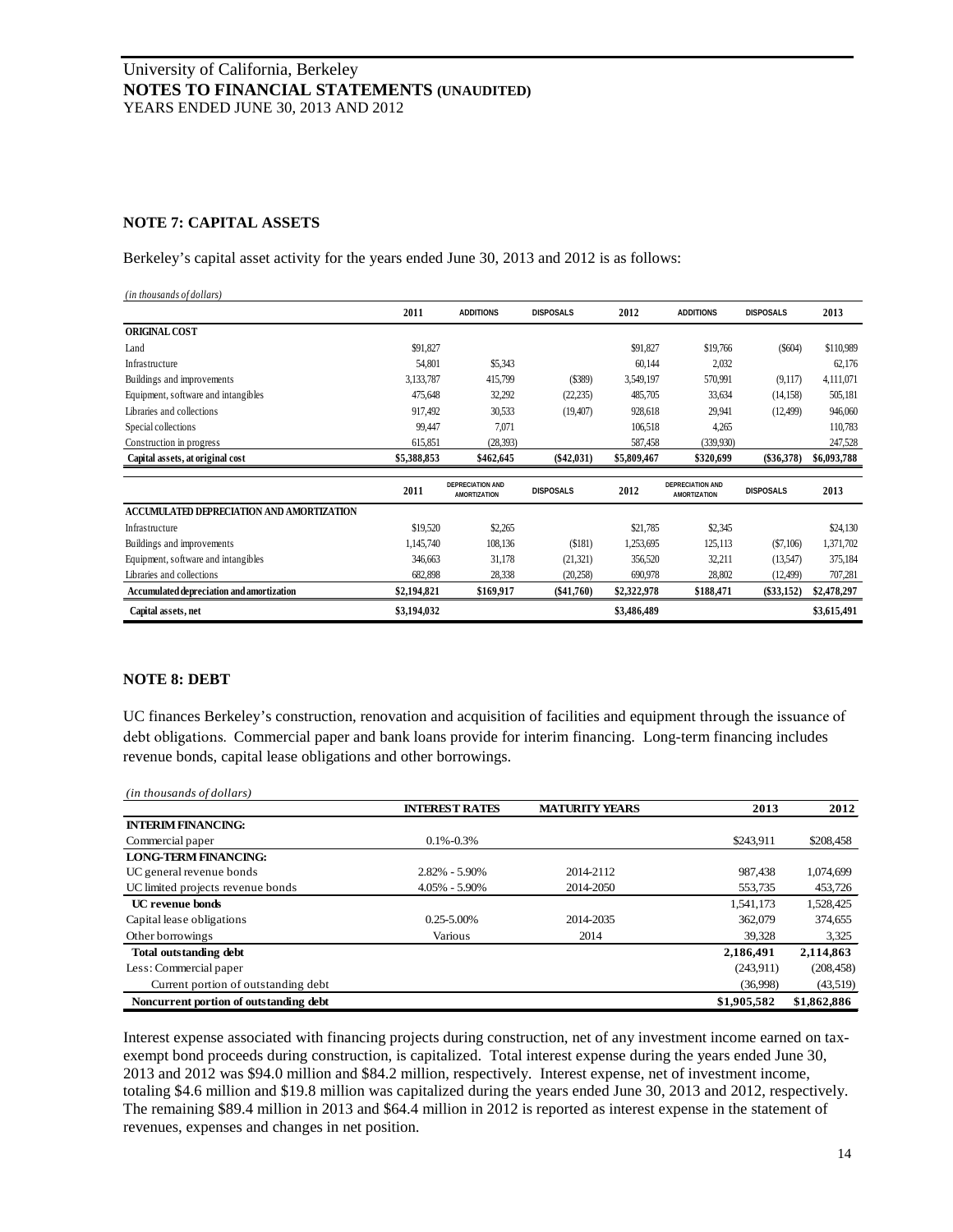University of California, Berkeley
**NOTES TO FINANCIAL STATEMENTS (UNAUDITED)**
YEARS ENDED JUNE 30, 2013 AND 2012

## NOTE 7: CAPITAL ASSETS

Berkeley's capital asset activity for the years ended June 30, 2013 and 2012 is as follows:

*(in thousands of dollars)*

| | 2011 | ADDITIONS | DISPOSALS | 2012 | ADDITIONS | DISPOSALS | 2013 |
|---|---|---|---|---|---|---|---|
| **ORIGINAL COST** | | | | | | | |
| Land | $91,827 | | | $91,827 | $19,766 | ($604) | $110,989 |
| Infrastructure | 54,801 | $5,343 | | 60,144 | 2,032 | | 62,176 |
| Buildings and improvements | 3,133,787 | 415,799 | ($389) | 3,549,197 | 570,991 | (9,117) | 4,111,071 |
| Equipment, software and intangibles | 475,648 | 32,292 | (22,235) | 485,705 | 33,634 | (14,158) | 505,181 |
| Libraries and collections | 917,492 | 30,533 | (19,407) | 928,618 | 29,941 | (12,499) | 946,060 |
| Special collections | 99,447 | 7,071 | | 106,518 | 4,265 | | 110,783 |
| Construction in progress | 615,851 | (28,393) | | 587,458 | (339,930) | | 247,528 |
| **Capital assets, at original cost** | **$5,388,853** | **$462,645** | **($42,031)** | **$5,809,467** | **$320,699** | **($36,378)** | **$6,093,788** |

| | 2011 | DEPRECIATION AND AMORTIZATION | DISPOSALS | 2012 | DEPRECIATION AND AMORTIZATION | DISPOSALS | 2013 |
|---|---|---|---|---|---|---|---|
| **ACCUMULATED DEPRECIATION AND AMORTIZATION** | | | | | | | |
| Infrastructure | $19,520 | $2,265 | | $21,785 | $2,345 | | $24,130 |
| Buildings and improvements | 1,145,740 | 108,136 | ($181) | 1,253,695 | 125,113 | ($7,106) | 1,371,702 |
| Equipment, software and intangibles | 346,663 | 31,178 | (21,321) | 356,520 | 32,211 | (13,547) | 375,184 |
| Libraries and collections | 682,898 | 28,338 | (20,258) | 690,978 | 28,802 | (12,499) | 707,281 |
| **Accumulated depreciation and amortization** | **$2,194,821** | **$169,917** | **($41,760)** | **$2,322,978** | **$188,471** | **($33,152)** | **$2,478,297** |
| **Capital assets, net** | **$3,194,032** | | | **$3,486,489** | | | **$3,615,491** |

## NOTE 8: DEBT

UC finances Berkeley's construction, renovation and acquisition of facilities and equipment through the issuance of debt obligations. Commercial paper and bank loans provide for interim financing. Long-term financing includes revenue bonds, capital lease obligations and other borrowings.

*(in thousands of dollars)*

| | INTEREST RATES | MATURITY YEARS | 2013 | 2012 |
|---|---|---|---|---|
| **INTERIM FINANCING:** | | | | |
| Commercial paper | 0.1%-0.3% | | $243,911 | $208,458 |
| **LONG-TERM FINANCING:** | | | | |
| UC general revenue bonds | 2.82% - 5.90% | 2014-2112 | 987,438 | 1,074,699 |
| UC limited projects revenue bonds | 4.05% - 5.90% | 2014-2050 | 553,735 | 453,726 |
| **UC revenue bonds** | | | 1,541,173 | 1,528,425 |
| Capital lease obligations | 0.25-5.00% | 2014-2035 | 362,079 | 374,655 |
| Other borrowings | Various | 2014 | 39,328 | 3,325 |
| **Total outstanding debt** | | | **2,186,491** | **2,114,863** |
| Less: Commercial paper | | | (243,911) | (208,458) |
| Current portion of outstanding debt | | | (36,998) | (43,519) |
| **Noncurrent portion of outstanding debt** | | | **$1,905,582** | **$1,862,886** |

Interest expense associated with financing projects during construction, net of any investment income earned on tax-exempt bond proceeds during construction, is capitalized. Total interest expense during the years ended June 30, 2013 and 2012 was $94.0 million and $84.2 million, respectively. Interest expense, net of investment income, totaling $4.6 million and $19.8 million was capitalized during the years ended June 30, 2013 and 2012, respectively. The remaining $89.4 million in 2013 and $64.4 million in 2012 is reported as interest expense in the statement of revenues, expenses and changes in net position.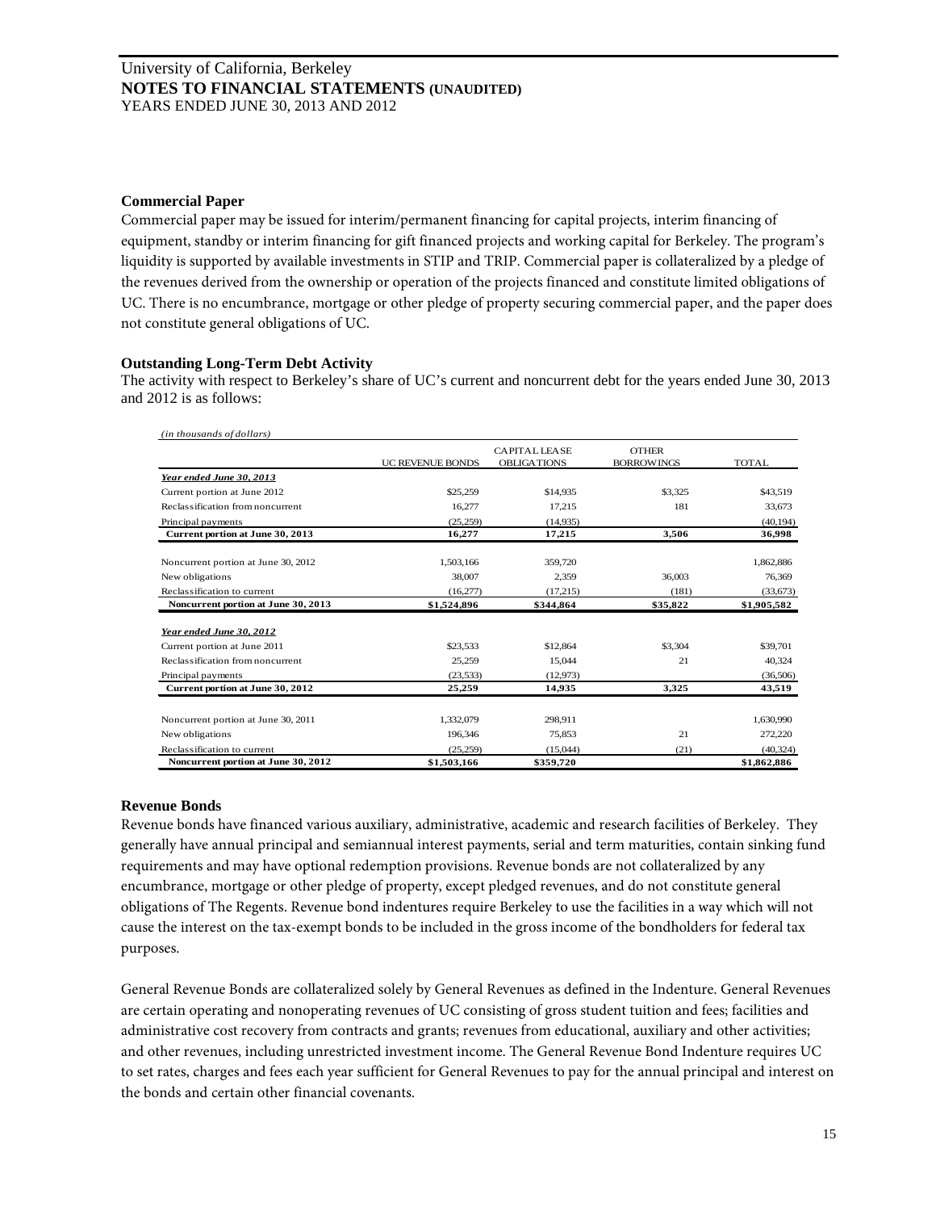## Commercial Paper

Commercial paper may be issued for interim/permanent financing for capital projects, interim financing of equipment, standby or interim financing for gift financed projects and working capital for Berkeley. The program's liquidity is supported by available investments in STIP and TRIP. Commercial paper is collateralized by a pledge of the revenues derived from the ownership or operation of the projects financed and constitute limited obligations of UC. There is no encumbrance, mortgage or other pledge of property securing commercial paper, and the paper does not constitute general obligations of UC.

## Outstanding Long-Term Debt Activity

The activity with respect to Berkeley's share of UC's current and noncurrent debt for the years ended June 30, 2013 and 2012 is as follows:

*(in thousands of dollars)*

| | UC REVENUE BONDS | CAPITAL LEASE OBLIGATIONS | OTHER BORROWINGS | TOTAL |
|---|---|---|---|---|
| ***Year ended June 30, 2013*** | | | | |
| Current portion at June 2012 | $25,259 | $14,935 | $3,325 | $43,519 |
| Reclassification from noncurrent | 16,277 | 17,215 | 181 | 33,673 |
| Principal payments | (25,259) | (14,935) | | (40,194) |
| **Current portion at June 30, 2013** | **16,277** | **17,215** | **3,506** | **36,998** |
| | | | | |
| Noncurrent portion at June 30, 2012 | 1,503,166 | 359,720 | | 1,862,886 |
| New obligations | 38,007 | 2,359 | 36,003 | 76,369 |
| Reclassification to current | (16,277) | (17,215) | (181) | (33,673) |
| **Noncurrent portion at June 30, 2013** | **$1,524,896** | **$344,864** | **$35,822** | **$1,905,582** |
| | | | | |
| ***Year ended June 30, 2012*** | | | | |
| Current portion at June 2011 | $23,533 | $12,864 | $3,304 | $39,701 |
| Reclassification from noncurrent | 25,259 | 15,044 | 21 | 40,324 |
| Principal payments | (23,533) | (12,973) | | (36,506) |
| **Current portion at June 30, 2012** | **25,259** | **14,935** | **3,325** | **43,519** |
| | | | | |
| Noncurrent portion at June 30, 2011 | 1,332,079 | 298,911 | | 1,630,990 |
| New obligations | 196,346 | 75,853 | 21 | 272,220 |
| Reclassification to current | (25,259) | (15,044) | (21) | (40,324) |
| **Noncurrent portion at June 30, 2012** | **$1,503,166** | **$359,720** | | **$1,862,886** |

## Revenue Bonds

Revenue bonds have financed various auxiliary, administrative, academic and research facilities of Berkeley. They generally have annual principal and semiannual interest payments, serial and term maturities, contain sinking fund requirements and may have optional redemption provisions. Revenue bonds are not collateralized by any encumbrance, mortgage or other pledge of property, except pledged revenues, and do not constitute general obligations of The Regents. Revenue bond indentures require Berkeley to use the facilities in a way which will not cause the interest on the tax-exempt bonds to be included in the gross income of the bondholders for federal tax purposes.

General Revenue Bonds are collateralized solely by General Revenues as defined in the Indenture. General Revenues are certain operating and nonoperating revenues of UC consisting of gross student tuition and fees; facilities and administrative cost recovery from contracts and grants; revenues from educational, auxiliary and other activities; and other revenues, including unrestricted investment income. The General Revenue Bond Indenture requires UC to set rates, charges and fees each year sufficient for General Revenues to pay for the annual principal and interest on the bonds and certain other financial covenants.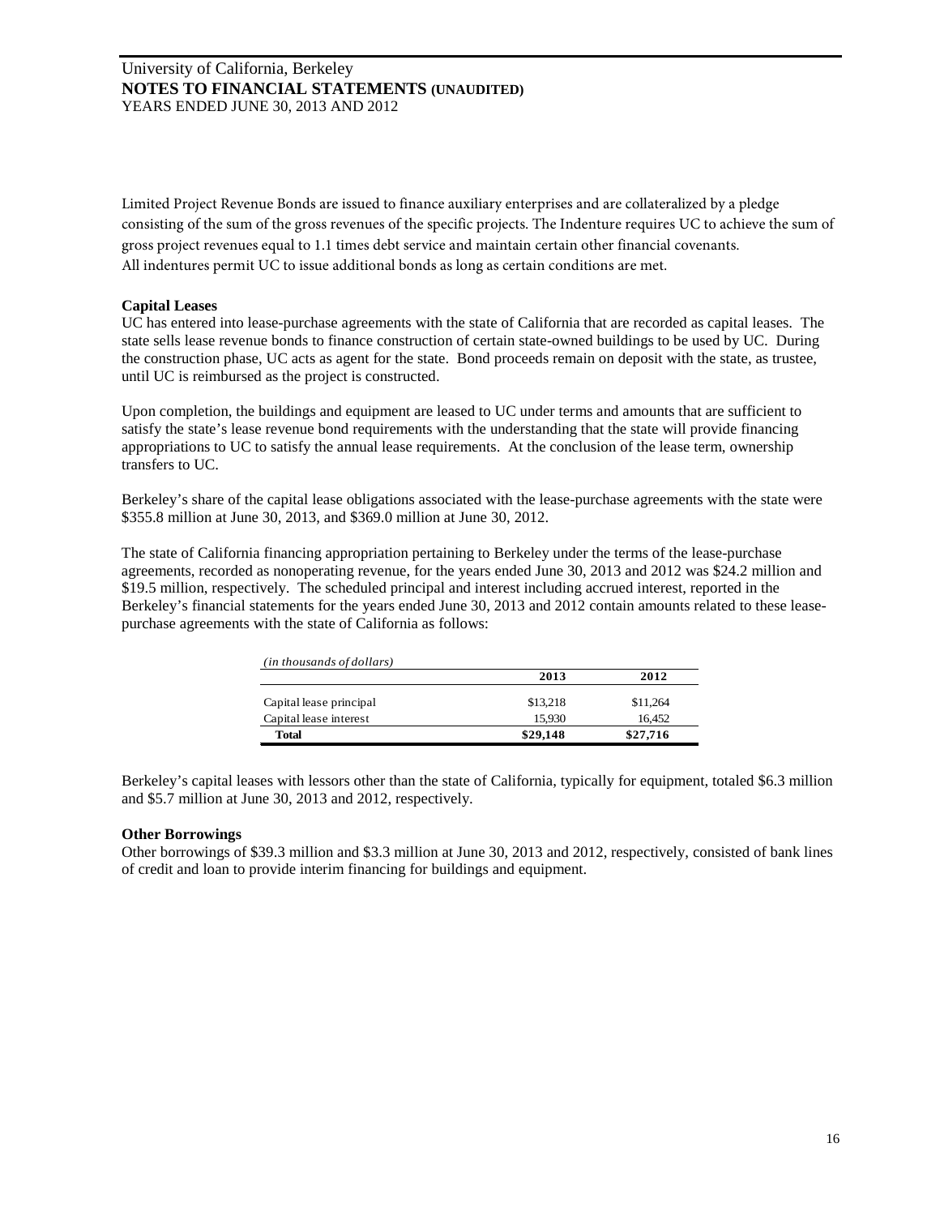Limited Project Revenue Bonds are issued to finance auxiliary enterprises and are collateralized by a pledge consisting of the sum of the gross revenues of the specific projects. The Indenture requires UC to achieve the sum of gross project revenues equal to 1.1 times debt service and maintain certain other financial covenants. All indentures permit UC to issue additional bonds as long as certain conditions are met.

**Capital Leases**

UC has entered into lease-purchase agreements with the state of California that are recorded as capital leases. The state sells lease revenue bonds to finance construction of certain state-owned buildings to be used by UC. During the construction phase, UC acts as agent for the state. Bond proceeds remain on deposit with the state, as trustee, until UC is reimbursed as the project is constructed.

Upon completion, the buildings and equipment are leased to UC under terms and amounts that are sufficient to satisfy the state's lease revenue bond requirements with the understanding that the state will provide financing appropriations to UC to satisfy the annual lease requirements. At the conclusion of the lease term, ownership transfers to UC.

Berkeley's share of the capital lease obligations associated with the lease-purchase agreements with the state were $355.8 million at June 30, 2013, and $369.0 million at June 30, 2012.

The state of California financing appropriation pertaining to Berkeley under the terms of the lease-purchase agreements, recorded as nonoperating revenue, for the years ended June 30, 2013 and 2012 was $24.2 million and $19.5 million, respectively. The scheduled principal and interest including accrued interest, reported in the Berkeley's financial statements for the years ended June 30, 2013 and 2012 contain amounts related to these lease-purchase agreements with the state of California as follows:

| *(in thousands of dollars)* | 2013 | 2012 |
|---|---|---|
| Capital lease principal | $13,218 | $11,264 |
| Capital lease interest | 15,930 | 16,452 |
| **Total** | **$29,148** | **$27,716** |

Berkeley's capital leases with lessors other than the state of California, typically for equipment, totaled $6.3 million and $5.7 million at June 30, 2013 and 2012, respectively.

**Other Borrowings**

Other borrowings of $39.3 million and $3.3 million at June 30, 2013 and 2012, respectively, consisted of bank lines of credit and loan to provide interim financing for buildings and equipment.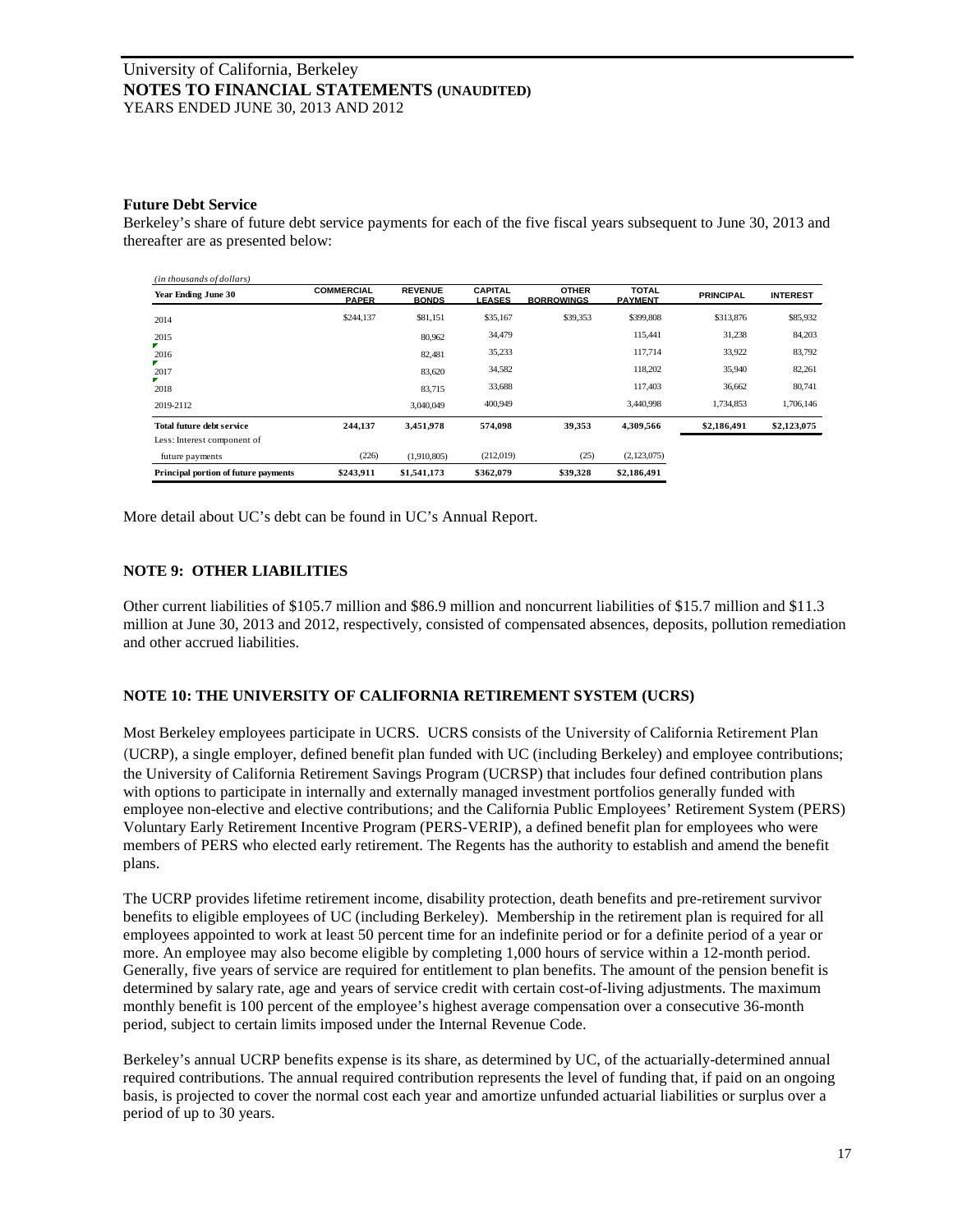## Future Debt Service

Berkeley's share of future debt service payments for each of the five fiscal years subsequent to June 30, 2013 and thereafter are as presented below:

*(in thousands of dollars)*

| Year Ending June 30 | COMMERCIAL PAPER | REVENUE BONDS | CAPITAL LEASES | OTHER BORROWINGS | TOTAL PAYMENT | PRINCIPAL | INTEREST |
|---|---|---|---|---|---|---|---|
| 2014 | $244,137 | $81,151 | $35,167 | $39,353 | $399,808 | $313,876 | $85,932 |
| 2015 | | 80,962 | 34,479 | | 115,441 | 31,238 | 84,203 |
| 2016 | | 82,481 | 35,233 | | 117,714 | 33,922 | 83,792 |
| 2017 | | 83,620 | 34,582 | | 118,202 | 35,940 | 82,261 |
| 2018 | | 83,715 | 33,688 | | 117,403 | 36,662 | 80,741 |
| 2019-2112 | | 3,040,049 | 400,949 | | 3,440,998 | 1,734,853 | 1,706,146 |
| **Total future debt service** | **244,137** | **3,451,978** | **574,098** | **39,353** | **4,309,566** | **$2,186,491** | **$2,123,075** |
| Less: Interest component of future payments | (226) | (1,910,805) | (212,019) | (25) | (2,123,075) | | |
| **Principal portion of future payments** | **$243,911** | **$1,541,173** | **$362,079** | **$39,328** | **$2,186,491** | | |

More detail about UC's debt can be found in UC's Annual Report.

## NOTE 9: OTHER LIABILITIES

Other current liabilities of $105.7 million and $86.9 million and noncurrent liabilities of $15.7 million and $11.3 million at June 30, 2013 and 2012, respectively, consisted of compensated absences, deposits, pollution remediation and other accrued liabilities.

## NOTE 10: THE UNIVERSITY OF CALIFORNIA RETIREMENT SYSTEM (UCRS)

Most Berkeley employees participate in UCRS. UCRS consists of the University of California Retirement Plan (UCRP), a single employer, defined benefit plan funded with UC (including Berkeley) and employee contributions; the University of California Retirement Savings Program (UCRSP) that includes four defined contribution plans with options to participate in internally and externally managed investment portfolios generally funded with employee non-elective and elective contributions; and the California Public Employees' Retirement System (PERS) Voluntary Early Retirement Incentive Program (PERS-VERIP), a defined benefit plan for employees who were members of PERS who elected early retirement. The Regents has the authority to establish and amend the benefit plans.

The UCRP provides lifetime retirement income, disability protection, death benefits and pre-retirement survivor benefits to eligible employees of UC (including Berkeley). Membership in the retirement plan is required for all employees appointed to work at least 50 percent time for an indefinite period or for a definite period of a year or more. An employee may also become eligible by completing 1,000 hours of service within a 12-month period. Generally, five years of service are required for entitlement to plan benefits. The amount of the pension benefit is determined by salary rate, age and years of service credit with certain cost-of-living adjustments. The maximum monthly benefit is 100 percent of the employee's highest average compensation over a consecutive 36-month period, subject to certain limits imposed under the Internal Revenue Code.

Berkeley's annual UCRP benefits expense is its share, as determined by UC, of the actuarially-determined annual required contributions. The annual required contribution represents the level of funding that, if paid on an ongoing basis, is projected to cover the normal cost each year and amortize unfunded actuarial liabilities or surplus over a period of up to 30 years.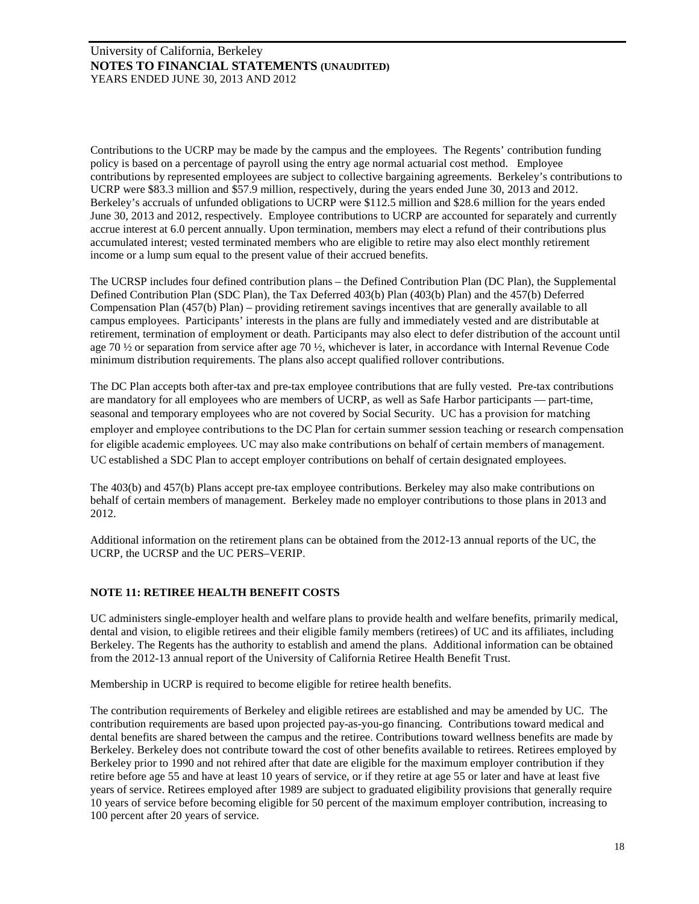Contributions to the UCRP may be made by the campus and the employees. The Regents' contribution funding policy is based on a percentage of payroll using the entry age normal actuarial cost method. Employee contributions by represented employees are subject to collective bargaining agreements. Berkeley's contributions to UCRP were \$83.3 million and \$57.9 million, respectively, during the years ended June 30, 2013 and 2012. Berkeley's accruals of unfunded obligations to UCRP were \$112.5 million and \$28.6 million for the years ended June 30, 2013 and 2012, respectively. Employee contributions to UCRP are accounted for separately and currently accrue interest at 6.0 percent annually. Upon termination, members may elect a refund of their contributions plus accumulated interest; vested terminated members who are eligible to retire may also elect monthly retirement income or a lump sum equal to the present value of their accrued benefits.

The UCRSP includes four defined contribution plans – the Defined Contribution Plan (DC Plan), the Supplemental Defined Contribution Plan (SDC Plan), the Tax Deferred 403(b) Plan (403(b) Plan) and the 457(b) Deferred Compensation Plan (457(b) Plan) – providing retirement savings incentives that are generally available to all campus employees. Participants' interests in the plans are fully and immediately vested and are distributable at retirement, termination of employment or death. Participants may also elect to defer distribution of the account until age 70 ½ or separation from service after age 70 ½, whichever is later, in accordance with Internal Revenue Code minimum distribution requirements. The plans also accept qualified rollover contributions.

The DC Plan accepts both after-tax and pre-tax employee contributions that are fully vested. Pre-tax contributions are mandatory for all employees who are members of UCRP, as well as Safe Harbor participants — part-time, seasonal and temporary employees who are not covered by Social Security. UC has a provision for matching employer and employee contributions to the DC Plan for certain summer session teaching or research compensation for eligible academic employees. UC may also make contributions on behalf of certain members of management. UC established a SDC Plan to accept employer contributions on behalf of certain designated employees.

The 403(b) and 457(b) Plans accept pre-tax employee contributions. Berkeley may also make contributions on behalf of certain members of management. Berkeley made no employer contributions to those plans in 2013 and 2012.

Additional information on the retirement plans can be obtained from the 2012-13 annual reports of the UC, the UCRP, the UCRSP and the UC PERS–VERIP.

## NOTE 11: RETIREE HEALTH BENEFIT COSTS

UC administers single-employer health and welfare plans to provide health and welfare benefits, primarily medical, dental and vision, to eligible retirees and their eligible family members (retirees) of UC and its affiliates, including Berkeley. The Regents has the authority to establish and amend the plans. Additional information can be obtained from the 2012-13 annual report of the University of California Retiree Health Benefit Trust.

Membership in UCRP is required to become eligible for retiree health benefits.

The contribution requirements of Berkeley and eligible retirees are established and may be amended by UC. The contribution requirements are based upon projected pay-as-you-go financing. Contributions toward medical and dental benefits are shared between the campus and the retiree. Contributions toward wellness benefits are made by Berkeley. Berkeley does not contribute toward the cost of other benefits available to retirees. Retirees employed by Berkeley prior to 1990 and not rehired after that date are eligible for the maximum employer contribution if they retire before age 55 and have at least 10 years of service, or if they retire at age 55 or later and have at least five years of service. Retirees employed after 1989 are subject to graduated eligibility provisions that generally require 10 years of service before becoming eligible for 50 percent of the maximum employer contribution, increasing to 100 percent after 20 years of service.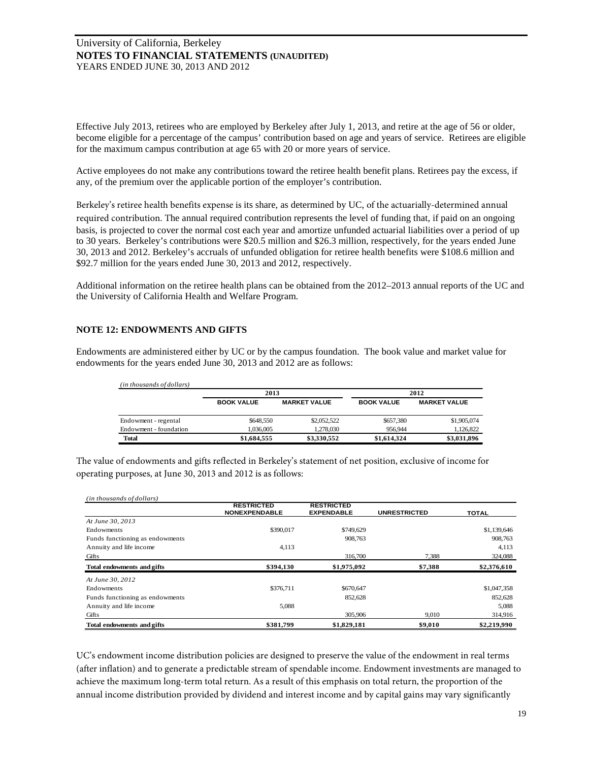Effective July 2013, retirees who are employed by Berkeley after July 1, 2013, and retire at the age of 56 or older, become eligible for a percentage of the campus' contribution based on age and years of service. Retirees are eligible for the maximum campus contribution at age 65 with 20 or more years of service.

Active employees do not make any contributions toward the retiree health benefit plans. Retirees pay the excess, if any, of the premium over the applicable portion of the employer's contribution.

Berkeley's retiree health benefits expense is its share, as determined by UC, of the actuarially-determined annual required contribution. The annual required contribution represents the level of funding that, if paid on an ongoing basis, is projected to cover the normal cost each year and amortize unfunded actuarial liabilities over a period of up to 30 years. Berkeley's contributions were $20.5 million and $26.3 million, respectively, for the years ended June 30, 2013 and 2012. Berkeley's accruals of unfunded obligation for retiree health benefits were $108.6 million and $92.7 million for the years ended June 30, 2013 and 2012, respectively.

Additional information on the retiree health plans can be obtained from the 2012–2013 annual reports of the UC and the University of California Health and Welfare Program.

## NOTE 12: ENDOWMENTS AND GIFTS

Endowments are administered either by UC or by the campus foundation. The book value and market value for endowments for the years ended June 30, 2013 and 2012 are as follows:

*(in thousands of dollars)*

| | 2013 | | 2012 | |
|---|---|---|---|---|
| | BOOK VALUE | MARKET VALUE | BOOK VALUE | MARKET VALUE |
| Endowment - regental | $648,550 | $2,052,522 | $657,380 | $1,905,074 |
| Endowment - foundation | 1,036,005 | 1,278,030 | 956,944 | 1,126,822 |
| **Total** | **$1,684,555** | **$3,330,552** | **$1,614,324** | **$3,031,896** |

The value of endowments and gifts reflected in Berkeley's statement of net position, exclusive of income for operating purposes, at June 30, 2013 and 2012 is as follows:

*(in thousands of dollars)*

| | RESTRICTED NONEXPENDABLE | RESTRICTED EXPENDABLE | UNRESTRICTED | TOTAL |
|---|---|---|---|---|
| *At June 30, 2013* | | | | |
| Endowments | $390,017 | $749,629 | | $1,139,646 |
| Funds functioning as endowments | | 908,763 | | 908,763 |
| Annuity and life income | 4,113 | | | 4,113 |
| Gifts | | 316,700 | 7,388 | 324,088 |
| **Total endowments and gifts** | **$394,130** | **$1,975,092** | **$7,388** | **$2,376,610** |
| *At June 30, 2012* | | | | |
| Endowments | $376,711 | $670,647 | | $1,047,358 |
| Funds functioning as endowments | | 852,628 | | 852,628 |
| Annuity and life income | 5,088 | | | 5,088 |
| Gifts | | 305,906 | 9,010 | 314,916 |
| **Total endowments and gifts** | **$381,799** | **$1,829,181** | **$9,010** | **$2,219,990** |

UC's endowment income distribution policies are designed to preserve the value of the endowment in real terms (after inflation) and to generate a predictable stream of spendable income. Endowment investments are managed to achieve the maximum long-term total return. As a result of this emphasis on total return, the proportion of the annual income distribution provided by dividend and interest income and by capital gains may vary significantly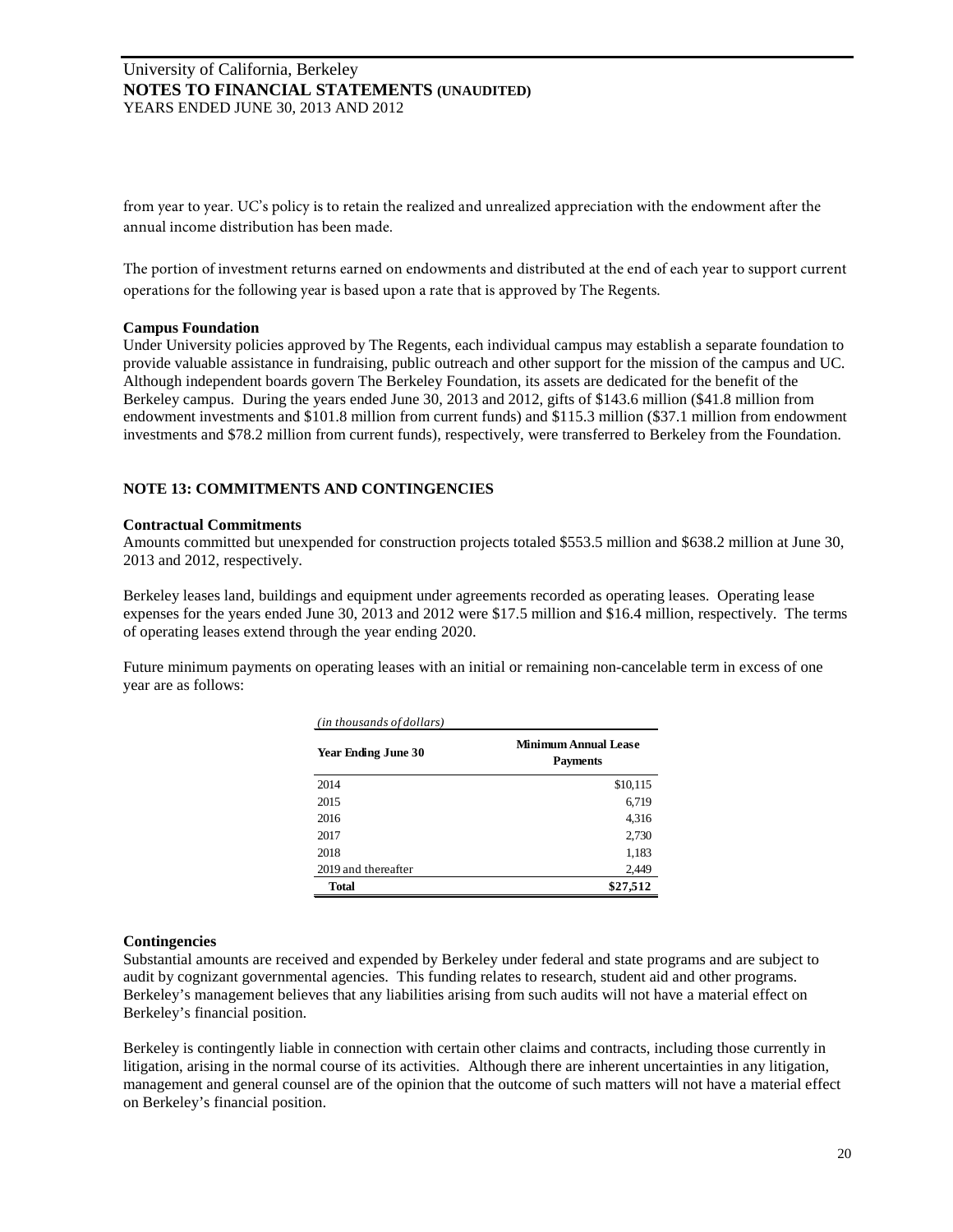from year to year. UC's policy is to retain the realized and unrealized appreciation with the endowment after the annual income distribution has been made.

The portion of investment returns earned on endowments and distributed at the end of each year to support current operations for the following year is based upon a rate that is approved by The Regents.

**Campus Foundation**

Under University policies approved by The Regents, each individual campus may establish a separate foundation to provide valuable assistance in fundraising, public outreach and other support for the mission of the campus and UC. Although independent boards govern The Berkeley Foundation, its assets are dedicated for the benefit of the Berkeley campus. During the years ended June 30, 2013 and 2012, gifts of $143.6 million ($41.8 million from endowment investments and $101.8 million from current funds) and $115.3 million ($37.1 million from endowment investments and $78.2 million from current funds), respectively, were transferred to Berkeley from the Foundation.

## NOTE 13: COMMITMENTS AND CONTINGENCIES

**Contractual Commitments**

Amounts committed but unexpended for construction projects totaled $553.5 million and $638.2 million at June 30, 2013 and 2012, respectively.

Berkeley leases land, buildings and equipment under agreements recorded as operating leases. Operating lease expenses for the years ended June 30, 2013 and 2012 were $17.5 million and $16.4 million, respectively. The terms of operating leases extend through the year ending 2020.

Future minimum payments on operating leases with an initial or remaining non-cancelable term in excess of one year are as follows:

*(in thousands of dollars)*

| Year Ending June 30 | Minimum Annual Lease Payments |
|---|---|
| 2014 | $10,115 |
| 2015 | 6,719 |
| 2016 | 4,316 |
| 2017 | 2,730 |
| 2018 | 1,183 |
| 2019 and thereafter | 2,449 |
| **Total** | **$27,512** |

**Contingencies**

Substantial amounts are received and expended by Berkeley under federal and state programs and are subject to audit by cognizant governmental agencies. This funding relates to research, student aid and other programs. Berkeley's management believes that any liabilities arising from such audits will not have a material effect on Berkeley's financial position.

Berkeley is contingently liable in connection with certain other claims and contracts, including those currently in litigation, arising in the normal course of its activities. Although there are inherent uncertainties in any litigation, management and general counsel are of the opinion that the outcome of such matters will not have a material effect on Berkeley's financial position.